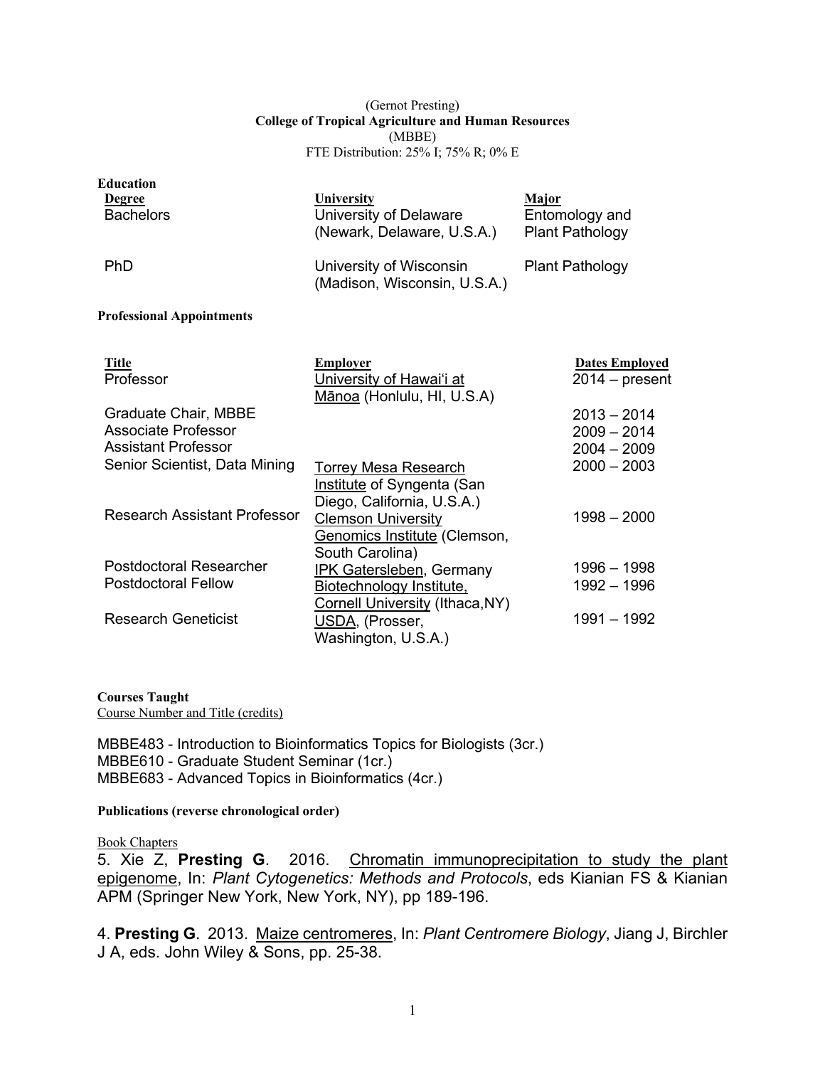(Gernot Presting)
**College of Tropical Agriculture and Human Resources**
(MBBE)
FTE Distribution: 25% I; 75% R; 0% E

**Education**

| Degree | University | Major |
| --- | --- | --- |
| Bachelors | University of Delaware (Newark, Delaware, U.S.A.) | Entomology and Plant Pathology |
| PhD | University of Wisconsin (Madison, Wisconsin, U.S.A.) | Plant Pathology |

**Professional Appointments**

| Title | Employer | Dates Employed |
| --- | --- | --- |
| Professor | University of Hawai'i at Mānoa (Honlulu, HI, U.S.A) | 2014 – present |
| Graduate Chair, MBBE | | 2013 – 2014 |
| Associate Professor | | 2009 – 2014 |
| Assistant Professor | | 2004 – 2009 |
| Senior Scientist, Data Mining | Torrey Mesa Research Institute of Syngenta (San Diego, California, U.S.A.) | 2000 – 2003 |
| Research Assistant Professor | Clemson University Genomics Institute (Clemson, South Carolina) | 1998 – 2000 |
| Postdoctoral Researcher | IPK Gatersleben, Germany | 1996 – 1998 |
| Postdoctoral Fellow | Biotechnology Institute, Cornell University (Ithaca,NY) | 1992 – 1996 |
| Research Geneticist | USDA, (Prosser, Washington, U.S.A.) | 1991 – 1992 |

**Courses Taught**

Course Number and Title (credits)

MBBE483 - Introduction to Bioinformatics Topics for Biologists (3cr.)
MBBE610 - Graduate Student Seminar (1cr.)
MBBE683 - Advanced Topics in Bioinformatics (4cr.)

**Publications (reverse chronological order)**

Book Chapters

5. Xie Z, **Presting G**. 2016. Chromatin immunoprecipitation to study the plant epigenome, In: *Plant Cytogenetics: Methods and Protocols*, eds Kianian FS & Kianian APM (Springer New York, New York, NY), pp 189-196.

4. **Presting G**. 2013. Maize centromeres, In: *Plant Centromere Biology*, Jiang J, Birchler J A, eds. John Wiley & Sons, pp. 25-38.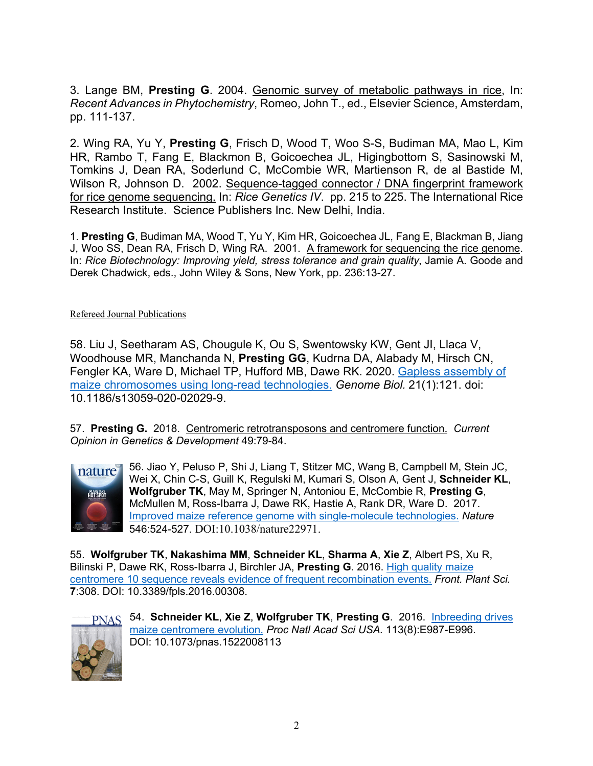3. Lange BM, **Presting G**. 2004. Genomic survey of metabolic pathways in rice, In: *Recent Advances in Phytochemistry*, Romeo, John T., ed., Elsevier Science, Amsterdam, pp. 111-137.

2. Wing RA, Yu Y, **Presting G**, Frisch D, Wood T, Woo S-S, Budiman MA, Mao L, Kim HR, Rambo T, Fang E, Blackmon B, Goicoechea JL, Higingbottom S, Sasinowski M, Tomkins J, Dean RA, Soderlund C, McCombie WR, Martienson R, de al Bastide M, Wilson R, Johnson D. 2002. Sequence-tagged connector / DNA fingerprint framework for rice genome sequencing. In: *Rice Genetics IV*. pp. 215 to 225. The International Rice Research Institute. Science Publishers Inc. New Delhi, India.

1. **Presting G**, Budiman MA, Wood T, Yu Y, Kim HR, Goicoechea JL, Fang E, Blackman B, Jiang J, Woo SS, Dean RA, Frisch D, Wing RA. 2001. A framework for sequencing the rice genome. In: *Rice Biotechnology: Improving yield, stress tolerance and grain quality*, Jamie A. Goode and Derek Chadwick, eds., John Wiley & Sons, New York, pp. 236:13-27.

Refereed Journal Publications

58. Liu J, Seetharam AS, Chougule K, Ou S, Swentowsky KW, Gent JI, Llaca V, Woodhouse MR, Manchanda N, **Presting GG**, Kudrna DA, Alabady M, Hirsch CN, Fengler KA, Ware D, Michael TP, Hufford MB, Dawe RK. 2020. Gapless assembly of maize chromosomes using long-read technologies. *Genome Biol.* 21(1):121. doi: 10.1186/s13059-020-02029-9.

57. **Presting G.** 2018. Centromeric retrotransposons and centromere function. *Current Opinion in Genetics & Development* 49:79-84.

56. Jiao Y, Peluso P, Shi J, Liang T, Stitzer MC, Wang B, Campbell M, Stein JC, Wei X, Chin C-S, Guill K, Regulski M, Kumari S, Olson A, Gent J, **Schneider KL**, **Wolfgruber TK**, May M, Springer N, Antoniou E, McCombie R, **Presting G**, McMullen M, Ross-Ibarra J, Dawe RK, Hastie A, Rank DR, Ware D. 2017. Improved maize reference genome with single-molecule technologies. *Nature* 546:524-527. DOI:10.1038/nature22971.

55. **Wolfgruber TK**, **Nakashima MM**, **Schneider KL**, **Sharma A**, **Xie Z**, Albert PS, Xu R, Bilinski P, Dawe RK, Ross-Ibarra J, Birchler JA, **Presting G**. 2016. High quality maize centromere 10 sequence reveals evidence of frequent recombination events. *Front. Plant Sci.* **7**:308. DOI: 10.3389/fpls.2016.00308.

54. **Schneider KL**, **Xie Z**, **Wolfgruber TK**, **Presting G**. 2016. Inbreeding drives maize centromere evolution. *Proc Natl Acad Sci USA.* 113(8):E987-E996. DOI: 10.1073/pnas.1522008113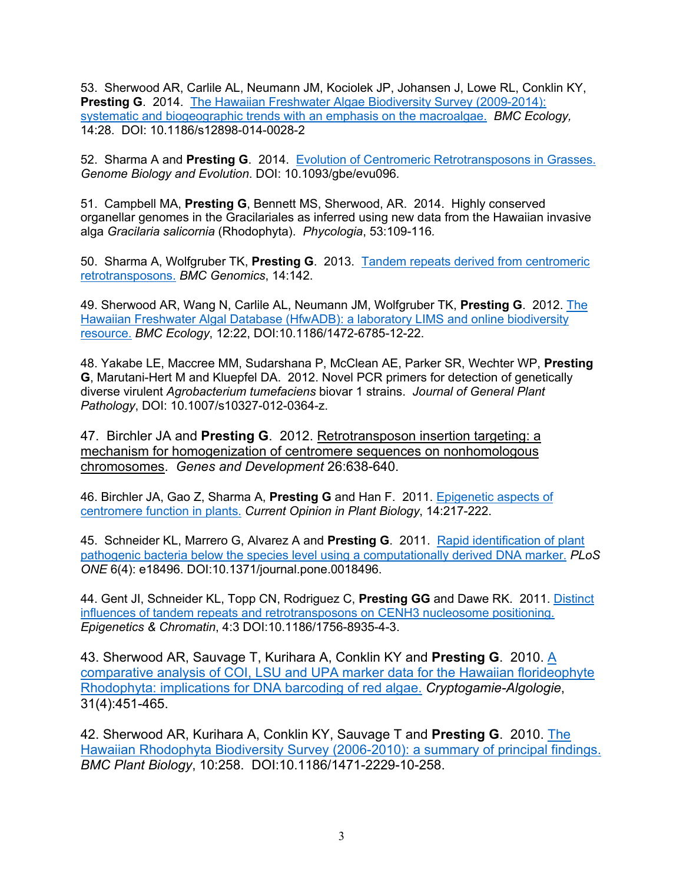53. Sherwood AR, Carlile AL, Neumann JM, Kociolek JP, Johansen J, Lowe RL, Conklin KY, **Presting G**. 2014. The Hawaiian Freshwater Algae Biodiversity Survey (2009-2014): systematic and biogeographic trends with an emphasis on the macroalgae. *BMC Ecology,* 14:28. DOI: 10.1186/s12898-014-0028-2

52. Sharma A and **Presting G**. 2014. Evolution of Centromeric Retrotransposons in Grasses. *Genome Biology and Evolution*. DOI: 10.1093/gbe/evu096*.*

51. Campbell MA, **Presting G**, Bennett MS, Sherwood, AR. 2014. Highly conserved organellar genomes in the Gracilariales as inferred using new data from the Hawaiian invasive alga *Gracilaria salicornia* (Rhodophyta). *Phycologia*, 53:109-116*.*

50. Sharma A, Wolfgruber TK, **Presting G**. 2013. Tandem repeats derived from centromeric retrotransposons. *BMC Genomics*, 14:142.

49. Sherwood AR, Wang N, Carlile AL, Neumann JM, Wolfgruber TK, **Presting G**. 2012. The Hawaiian Freshwater Algal Database (HfwADB): a laboratory LIMS and online biodiversity resource. *BMC Ecology*, 12:22, DOI:10.1186/1472-6785-12-22.

48. Yakabe LE, Maccree MM, Sudarshana P, McClean AE, Parker SR, Wechter WP, **Presting G**, Marutani-Hert M and Kluepfel DA. 2012. Novel PCR primers for detection of genetically diverse virulent *Agrobacterium tumefaciens* biovar 1 strains. *Journal of General Plant Pathology*, DOI: 10.1007/s10327-012-0364-z.

47. Birchler JA and **Presting G**. 2012. Retrotransposon insertion targeting: a mechanism for homogenization of centromere sequences on nonhomologous chromosomes. *Genes and Development* 26:638-640.

46. Birchler JA, Gao Z, Sharma A, **Presting G** and Han F. 2011. Epigenetic aspects of centromere function in plants. *Current Opinion in Plant Biology*, 14:217-222.

45. Schneider KL, Marrero G, Alvarez A and **Presting G**. 2011. Rapid identification of plant pathogenic bacteria below the species level using a computationally derived DNA marker. *PLoS ONE* 6(4): e18496. DOI:10.1371/journal.pone.0018496.

44. Gent JI, Schneider KL, Topp CN, Rodriguez C, **Presting GG** and Dawe RK. 2011. Distinct influences of tandem repeats and retrotransposons on CENH3 nucleosome positioning. *Epigenetics & Chromatin*, 4:3 DOI:10.1186/1756-8935-4-3.

43. Sherwood AR, Sauvage T, Kurihara A, Conklin KY and **Presting G**. 2010. A comparative analysis of COI, LSU and UPA marker data for the Hawaiian florideophyte Rhodophyta: implications for DNA barcoding of red algae. *Cryptogamie-Algologie*, 31(4):451-465.

42. Sherwood AR, Kurihara A, Conklin KY, Sauvage T and **Presting G**. 2010. The Hawaiian Rhodophyta Biodiversity Survey (2006-2010): a summary of principal findings. *BMC Plant Biology*, 10:258. DOI:10.1186/1471-2229-10-258.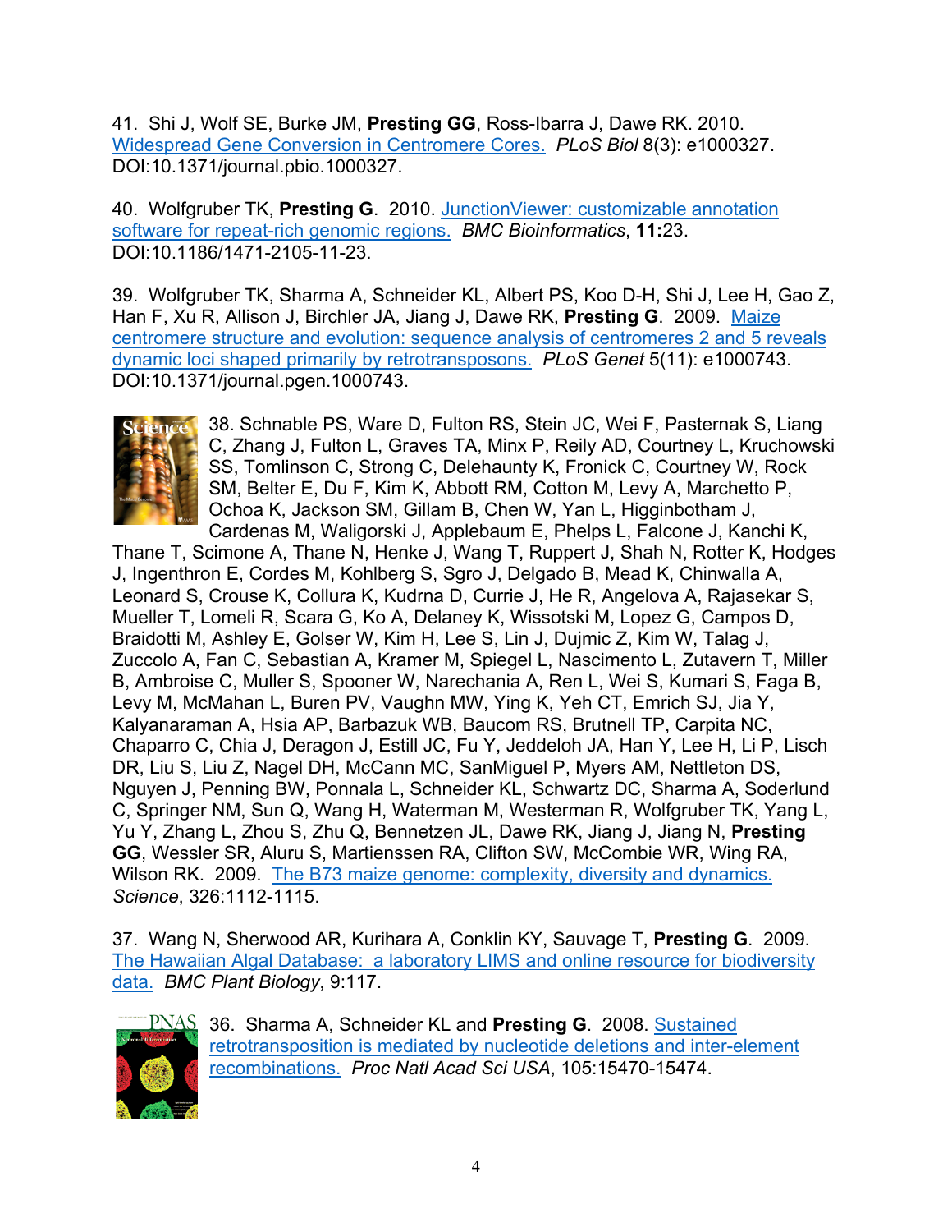41. Shi J, Wolf SE, Burke JM, **Presting GG**, Ross-Ibarra J, Dawe RK. 2010. Widespread Gene Conversion in Centromere Cores. *PLoS Biol* 8(3): e1000327. DOI:10.1371/journal.pbio.1000327.

40. Wolfgruber TK, **Presting G**. 2010. JunctionViewer: customizable annotation software for repeat-rich genomic regions. *BMC Bioinformatics*, **11:**23. DOI:10.1186/1471-2105-11-23.

39. Wolfgruber TK, Sharma A, Schneider KL, Albert PS, Koo D-H, Shi J, Lee H, Gao Z, Han F, Xu R, Allison J, Birchler JA, Jiang J, Dawe RK, **Presting G**. 2009. Maize centromere structure and evolution: sequence analysis of centromeres 2 and 5 reveals dynamic loci shaped primarily by retrotransposons. *PLoS Genet* 5(11): e1000743. DOI:10.1371/journal.pgen.1000743.

38. Schnable PS, Ware D, Fulton RS, Stein JC, Wei F, Pasternak S, Liang C, Zhang J, Fulton L, Graves TA, Minx P, Reily AD, Courtney L, Kruchowski SS, Tomlinson C, Strong C, Delehaunty K, Fronick C, Courtney W, Rock SM, Belter E, Du F, Kim K, Abbott RM, Cotton M, Levy A, Marchetto P, Ochoa K, Jackson SM, Gillam B, Chen W, Yan L, Higginbotham J, Cardenas M, Waligorski J, Applebaum E, Phelps L, Falcone J, Kanchi K, Thane T, Scimone A, Thane N, Henke J, Wang T, Ruppert J, Shah N, Rotter K, Hodges J, Ingenthron E, Cordes M, Kohlberg S, Sgro J, Delgado B, Mead K, Chinwalla A, Leonard S, Crouse K, Collura K, Kudrna D, Currie J, He R, Angelova A, Rajasekar S, Mueller T, Lomeli R, Scara G, Ko A, Delaney K, Wissotski M, Lopez G, Campos D, Braidotti M, Ashley E, Golser W, Kim H, Lee S, Lin J, Dujmic Z, Kim W, Talag J, Zuccolo A, Fan C, Sebastian A, Kramer M, Spiegel L, Nascimento L, Zutavern T, Miller B, Ambroise C, Muller S, Spooner W, Narechania A, Ren L, Wei S, Kumari S, Faga B, Levy M, McMahan L, Buren PV, Vaughn MW, Ying K, Yeh CT, Emrich SJ, Jia Y, Kalyanaraman A, Hsia AP, Barbazuk WB, Baucom RS, Brutnell TP, Carpita NC, Chaparro C, Chia J, Deragon J, Estill JC, Fu Y, Jeddeloh JA, Han Y, Lee H, Li P, Lisch DR, Liu S, Liu Z, Nagel DH, McCann MC, SanMiguel P, Myers AM, Nettleton DS, Nguyen J, Penning BW, Ponnala L, Schneider KL, Schwartz DC, Sharma A, Soderlund C, Springer NM, Sun Q, Wang H, Waterman M, Westerman R, Wolfgruber TK, Yang L, Yu Y, Zhang L, Zhou S, Zhu Q, Bennetzen JL, Dawe RK, Jiang J, Jiang N, **Presting GG**, Wessler SR, Aluru S, Martienssen RA, Clifton SW, McCombie WR, Wing RA, Wilson RK. 2009. The B73 maize genome: complexity, diversity and dynamics. *Science*, 326:1112-1115.

37. Wang N, Sherwood AR, Kurihara A, Conklin KY, Sauvage T, **Presting G**. 2009. The Hawaiian Algal Database: a laboratory LIMS and online resource for biodiversity data. *BMC Plant Biology*, 9:117.

36. Sharma A, Schneider KL and **Presting G**. 2008. Sustained retrotransposition is mediated by nucleotide deletions and inter-element recombinations. *Proc Natl Acad Sci USA*, 105:15470-15474.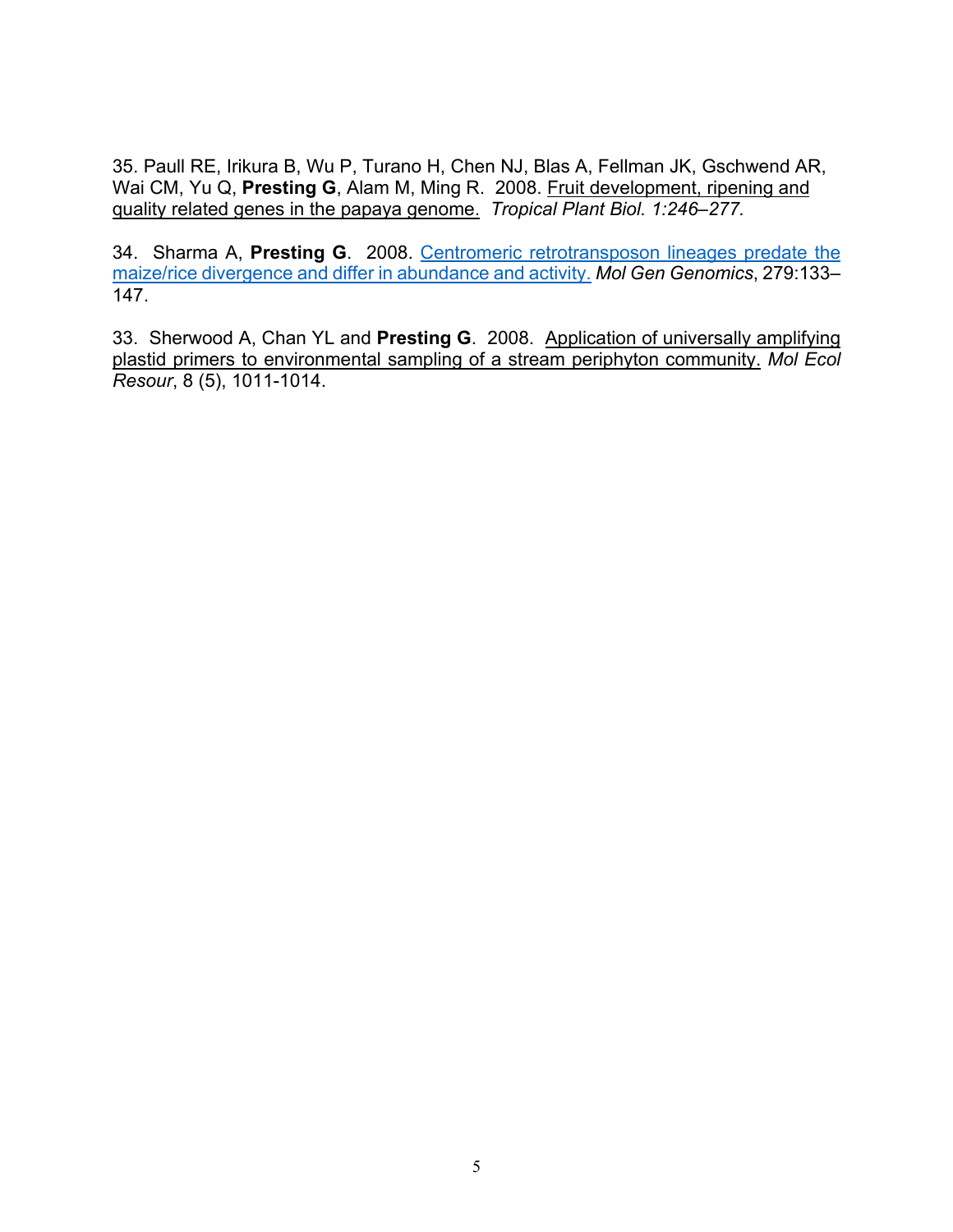35. Paull RE, Irikura B, Wu P, Turano H, Chen NJ, Blas A, Fellman JK, Gschwend AR, Wai CM, Yu Q, **Presting G**, Alam M, Ming R. 2008. Fruit development, ripening and quality related genes in the papaya genome. *Tropical Plant Biol. 1:246–277.*

34. Sharma A, **Presting G**. 2008. Centromeric retrotransposon lineages predate the maize/rice divergence and differ in abundance and activity. *Mol Gen Genomics*, 279:133–147.

33. Sherwood A, Chan YL and **Presting G**. 2008. Application of universally amplifying plastid primers to environmental sampling of a stream periphyton community. *Mol Ecol Resour*, 8 (5), 1011-1014.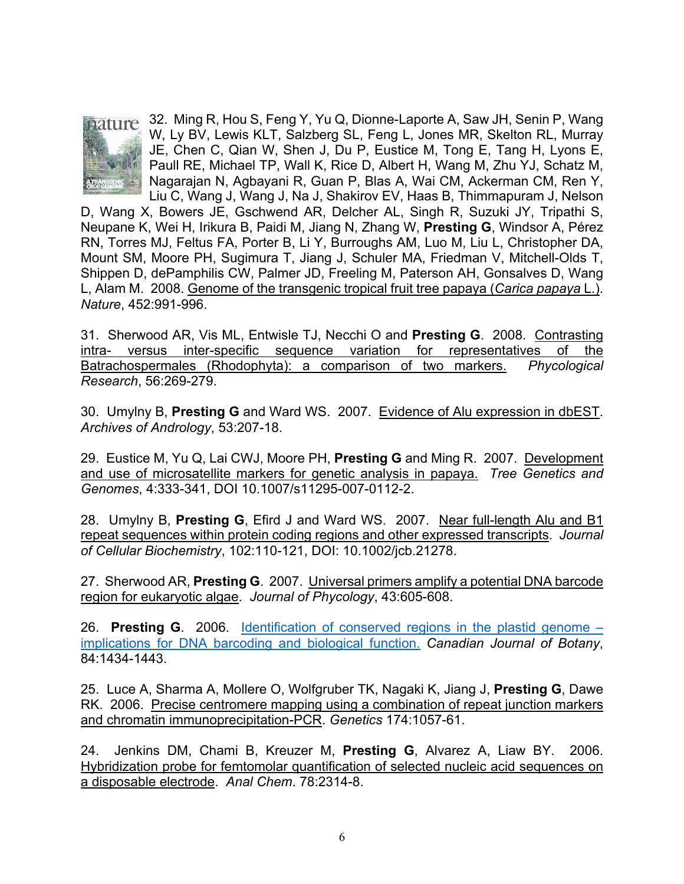32. Ming R, Hou S, Feng Y, Yu Q, Dionne-Laporte A, Saw JH, Senin P, Wang W, Ly BV, Lewis KLT, Salzberg SL, Feng L, Jones MR, Skelton RL, Murray JE, Chen C, Qian W, Shen J, Du P, Eustice M, Tong E, Tang H, Lyons E, Paull RE, Michael TP, Wall K, Rice D, Albert H, Wang M, Zhu YJ, Schatz M, Nagarajan N, Agbayani R, Guan P, Blas A, Wai CM, Ackerman CM, Ren Y, Liu C, Wang J, Wang J, Na J, Shakirov EV, Haas B, Thimmapuram J, Nelson D, Wang X, Bowers JE, Gschwend AR, Delcher AL, Singh R, Suzuki JY, Tripathi S, Neupane K, Wei H, Irikura B, Paidi M, Jiang N, Zhang W, **Presting G**, Windsor A, Pérez RN, Torres MJ, Feltus FA, Porter B, Li Y, Burroughs AM, Luo M, Liu L, Christopher DA, Mount SM, Moore PH, Sugimura T, Jiang J, Schuler MA, Friedman V, Mitchell-Olds T, Shippen D, dePamphilis CW, Palmer JD, Freeling M, Paterson AH, Gonsalves D, Wang L, Alam M. 2008. Genome of the transgenic tropical fruit tree papaya (*Carica papaya* L.). *Nature*, 452:991-996.

31. Sherwood AR, Vis ML, Entwisle TJ, Necchi O and **Presting G**. 2008. Contrasting intra- versus inter-specific sequence variation for representatives of the Batrachospermales (Rhodophyta): a comparison of two markers. *Phycological Research*, 56:269-279.

30. Umylny B, **Presting G** and Ward WS. 2007. Evidence of Alu expression in dbEST. *Archives of Andrology*, 53:207-18.

29. Eustice M, Yu Q, Lai CWJ, Moore PH, **Presting G** and Ming R. 2007. Development and use of microsatellite markers for genetic analysis in papaya. *Tree Genetics and Genomes*, 4:333-341, DOI 10.1007/s11295-007-0112-2.

28. Umylny B, **Presting G**, Efird J and Ward WS. 2007. Near full-length Alu and B1 repeat sequences within protein coding regions and other expressed transcripts. *Journal of Cellular Biochemistry*, 102:110-121, DOI: 10.1002/jcb.21278.

27. Sherwood AR, **Presting G**. 2007. Universal primers amplify a potential DNA barcode region for eukaryotic algae. *Journal of Phycology*, 43:605-608.

26. **Presting G**. 2006. Identification of conserved regions in the plastid genome – implications for DNA barcoding and biological function. *Canadian Journal of Botany*, 84:1434-1443.

25. Luce A, Sharma A, Mollere O, Wolfgruber TK, Nagaki K, Jiang J, **Presting G**, Dawe RK. 2006. Precise centromere mapping using a combination of repeat junction markers and chromatin immunoprecipitation-PCR. *Genetics* 174:1057-61.

24. Jenkins DM, Chami B, Kreuzer M, **Presting G**, Alvarez A, Liaw BY. 2006. Hybridization probe for femtomolar quantification of selected nucleic acid sequences on a disposable electrode. *Anal Chem*. 78:2314-8.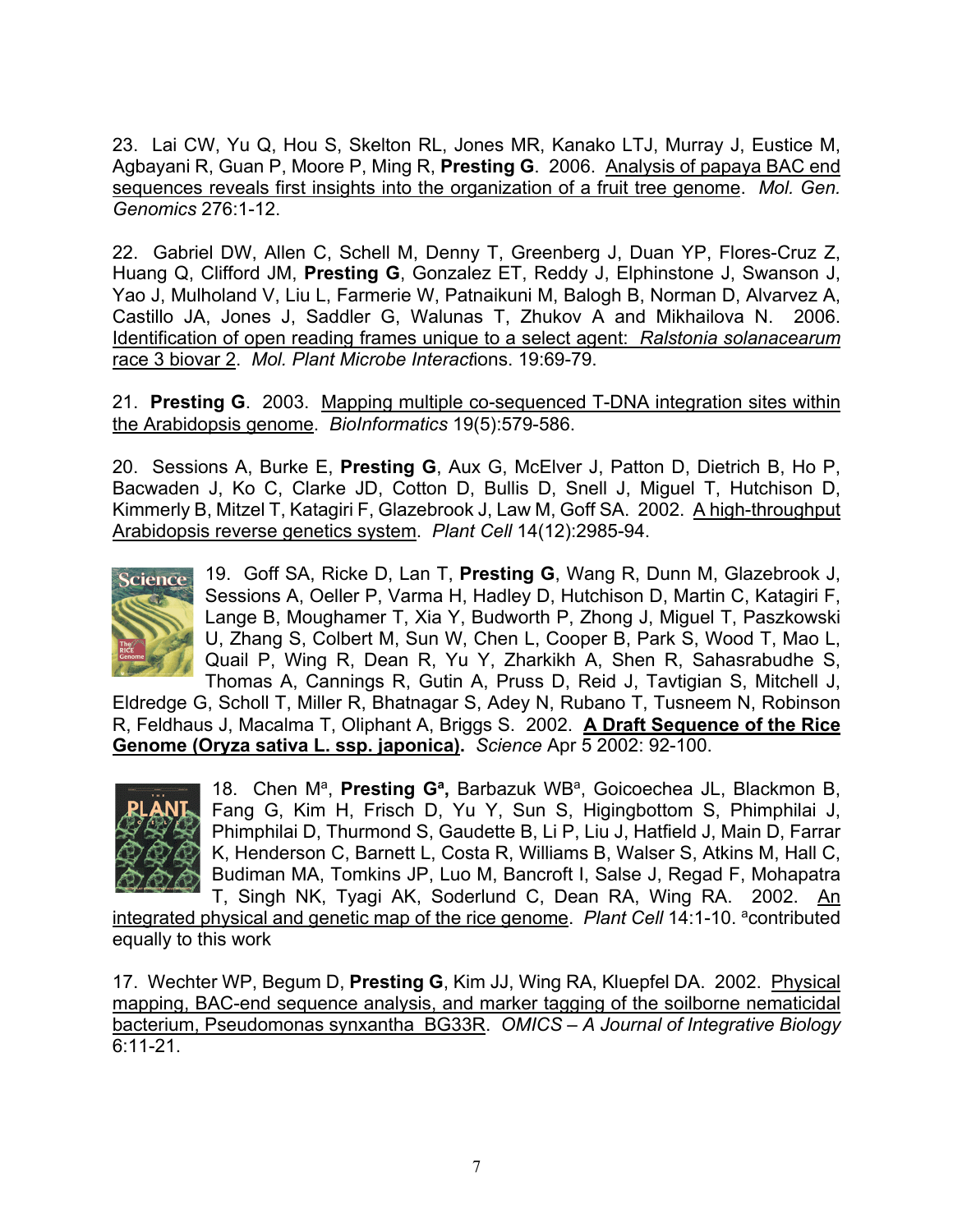23. Lai CW, Yu Q, Hou S, Skelton RL, Jones MR, Kanako LTJ, Murray J, Eustice M, Agbayani R, Guan P, Moore P, Ming R, **Presting G**. 2006. Analysis of papaya BAC end sequences reveals first insights into the organization of a fruit tree genome. *Mol. Gen. Genomics* 276:1-12.

22. Gabriel DW, Allen C, Schell M, Denny T, Greenberg J, Duan YP, Flores-Cruz Z, Huang Q, Clifford JM, **Presting G**, Gonzalez ET, Reddy J, Elphinstone J, Swanson J, Yao J, Mulholand V, Liu L, Farmerie W, Patnaikuni M, Balogh B, Norman D, Alvarvez A, Castillo JA, Jones J, Saddler G, Walunas T, Zhukov A and Mikhailova N. 2006. Identification of open reading frames unique to a select agent: *Ralstonia solanacearum* race 3 biovar 2. *Mol. Plant Microbe Interact*ions. 19:69-79.

21. **Presting G**. 2003. Mapping multiple co-sequenced T-DNA integration sites within the Arabidopsis genome. *BioInformatics* 19(5):579-586.

20. Sessions A, Burke E, **Presting G**, Aux G, McElver J, Patton D, Dietrich B, Ho P, Bacwaden J, Ko C, Clarke JD, Cotton D, Bullis D, Snell J, Miguel T, Hutchison D, Kimmerly B, Mitzel T, Katagiri F, Glazebrook J, Law M, Goff SA. 2002. A high-throughput Arabidopsis reverse genetics system. *Plant Cell* 14(12):2985-94.

19. Goff SA, Ricke D, Lan T, **Presting G**, Wang R, Dunn M, Glazebrook J, Sessions A, Oeller P, Varma H, Hadley D, Hutchison D, Martin C, Katagiri F, Lange B, Moughamer T, Xia Y, Budworth P, Zhong J, Miguel T, Paszkowski U, Zhang S, Colbert M, Sun W, Chen L, Cooper B, Park S, Wood T, Mao L, Quail P, Wing R, Dean R, Yu Y, Zharkikh A, Shen R, Sahasrabudhe S, Thomas A, Cannings R, Gutin A, Pruss D, Reid J, Tavtigian S, Mitchell J, Eldredge G, Scholl T, Miller R, Bhatnagar S, Adey N, Rubano T, Tusneem N, Robinson R, Feldhaus J, Macalma T, Oliphant A, Briggs S. 2002. **A Draft Sequence of the Rice Genome (Oryza sativa L. ssp. japonica).** *Science* Apr 5 2002: 92-100.

18. Chen M[a], **Presting G[a],** Barbazuk WB[a], Goicoechea JL, Blackmon B, Fang G, Kim H, Frisch D, Yu Y, Sun S, Higingbottom S, Phimphilai J, Phimphilai D, Thurmond S, Gaudette B, Li P, Liu J, Hatfield J, Main D, Farrar K, Henderson C, Barnett L, Costa R, Williams B, Walser S, Atkins M, Hall C, Budiman MA, Tomkins JP, Luo M, Bancroft I, Salse J, Regad F, Mohapatra T, Singh NK, Tyagi AK, Soderlund C, Dean RA, Wing RA. 2002. An integrated physical and genetic map of the rice genome. *Plant Cell* 14:1-10. [a]contributed equally to this work

17. Wechter WP, Begum D, **Presting G**, Kim JJ, Wing RA, Kluepfel DA. 2002. Physical mapping, BAC-end sequence analysis, and marker tagging of the soilborne nematicidal bacterium, Pseudomonas synxantha BG33R. *OMICS – A Journal of Integrative Biology* 6:11-21.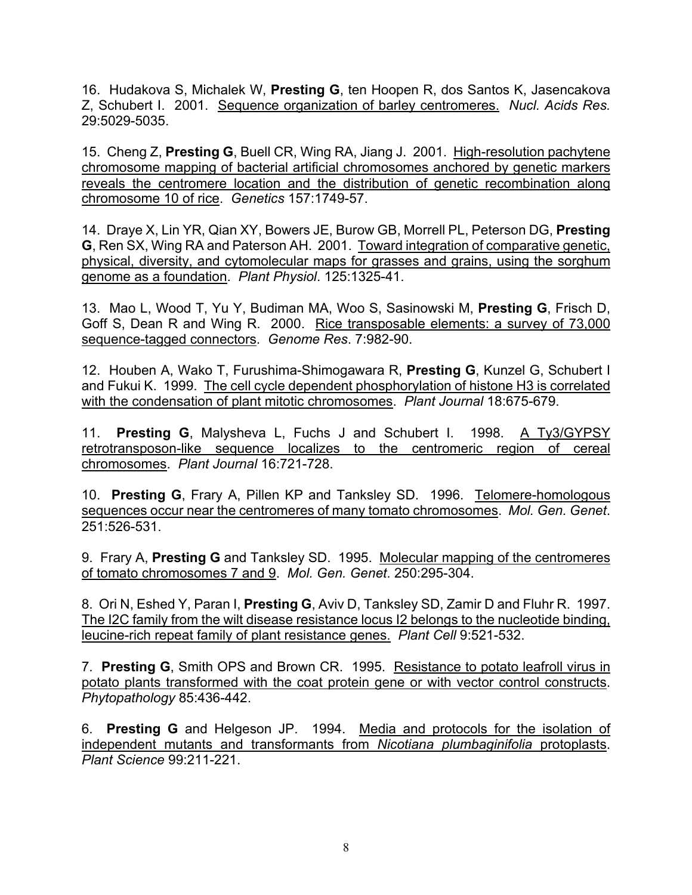16. Hudakova S, Michalek W, **Presting G**, ten Hoopen R, dos Santos K, Jasencakova Z, Schubert I. 2001. Sequence organization of barley centromeres. *Nucl. Acids Res.* 29:5029-5035.

15. Cheng Z, **Presting G**, Buell CR, Wing RA, Jiang J. 2001. High-resolution pachytene chromosome mapping of bacterial artificial chromosomes anchored by genetic markers reveals the centromere location and the distribution of genetic recombination along chromosome 10 of rice. *Genetics* 157:1749-57.

14. Draye X, Lin YR, Qian XY, Bowers JE, Burow GB, Morrell PL, Peterson DG, **Presting G**, Ren SX, Wing RA and Paterson AH. 2001. Toward integration of comparative genetic, physical, diversity, and cytomolecular maps for grasses and grains, using the sorghum genome as a foundation. *Plant Physiol*. 125:1325-41.

13. Mao L, Wood T, Yu Y, Budiman MA, Woo S, Sasinowski M, **Presting G**, Frisch D, Goff S, Dean R and Wing R. 2000. Rice transposable elements: a survey of 73,000 sequence-tagged connectors. *Genome Res*. 7:982-90.

12. Houben A, Wako T, Furushima-Shimogawara R, **Presting G**, Kunzel G, Schubert I and Fukui K. 1999. The cell cycle dependent phosphorylation of histone H3 is correlated with the condensation of plant mitotic chromosomes. *Plant Journal* 18:675-679.

11. **Presting G**, Malysheva L, Fuchs J and Schubert I. 1998. A Ty3/GYPSY retrotransposon-like sequence localizes to the centromeric region of cereal chromosomes. *Plant Journal* 16:721-728.

10. **Presting G**, Frary A, Pillen KP and Tanksley SD. 1996. Telomere-homologous sequences occur near the centromeres of many tomato chromosomes. *Mol. Gen. Genet*. 251:526-531.

9. Frary A, **Presting G** and Tanksley SD. 1995. Molecular mapping of the centromeres of tomato chromosomes 7 and 9. *Mol. Gen. Genet*. 250:295-304.

8. Ori N, Eshed Y, Paran I, **Presting G**, Aviv D, Tanksley SD, Zamir D and Fluhr R. 1997. The I2C family from the wilt disease resistance locus I2 belongs to the nucleotide binding, leucine-rich repeat family of plant resistance genes. *Plant Cell* 9:521-532.

7. **Presting G**, Smith OPS and Brown CR. 1995. Resistance to potato leafroll virus in potato plants transformed with the coat protein gene or with vector control constructs. *Phytopathology* 85:436-442.

6. **Presting G** and Helgeson JP. 1994. Media and protocols for the isolation of independent mutants and transformants from *Nicotiana plumbaginifolia* protoplasts. *Plant Science* 99:211-221.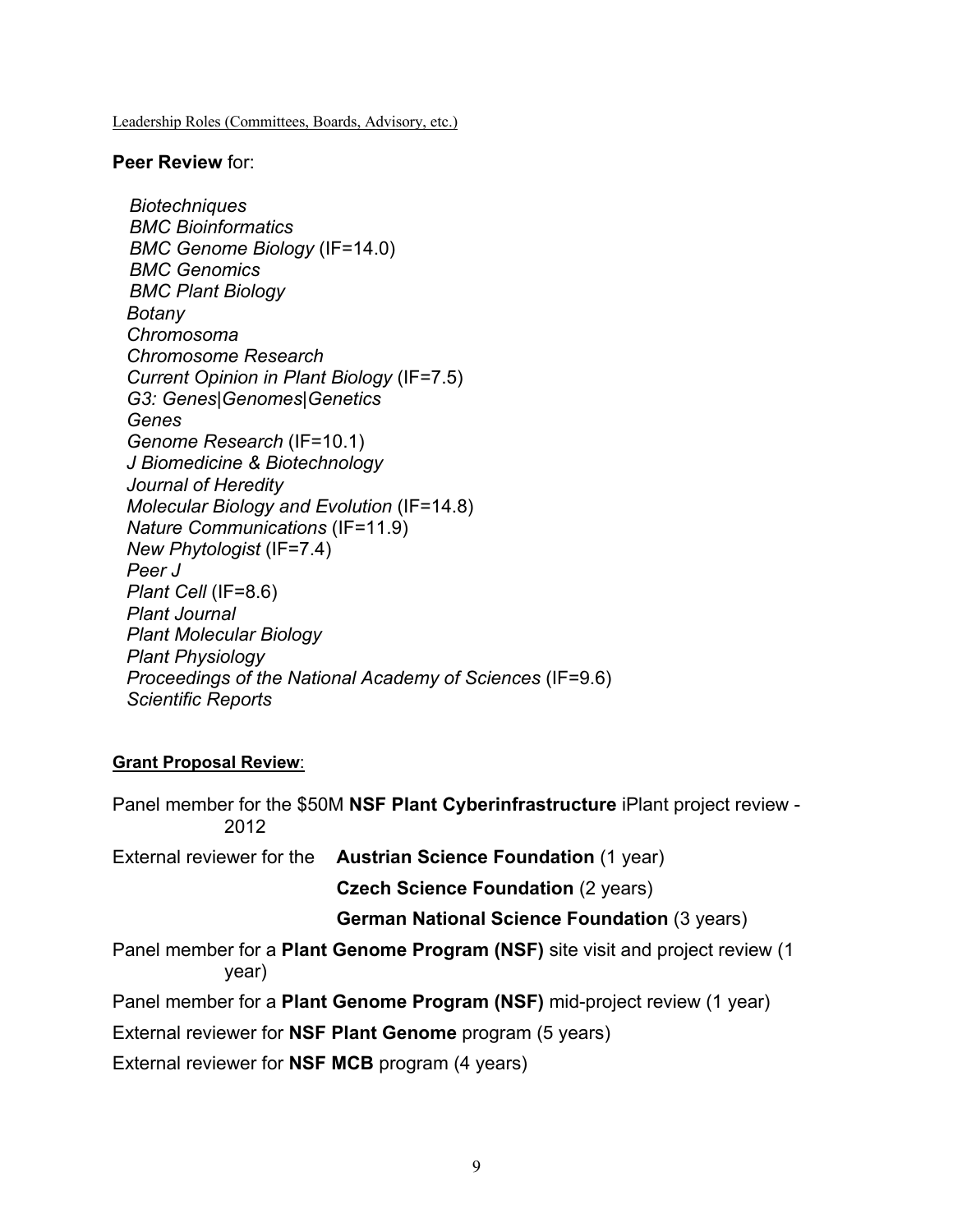Leadership Roles (Committees, Boards, Advisory, etc.)

**Peer Review** for:

- *Biotechniques*
- *BMC Bioinformatics*
- *BMC Genome Biology* (IF=14.0)
- *BMC Genomics*
- *BMC Plant Biology*
- *Botany*
- *Chromosoma*
- *Chromosome Research*
- *Current Opinion in Plant Biology* (IF=7.5)
- *G3: Genes|Genomes|Genetics*
- *Genes*
- *Genome Research* (IF=10.1)
- *J Biomedicine & Biotechnology*
- *Journal of Heredity*
- *Molecular Biology and Evolution* (IF=14.8)
- *Nature Communications* (IF=11.9)
- *New Phytologist* (IF=7.4)
- *Peer J*
- *Plant Cell* (IF=8.6)
- *Plant Journal*
- *Plant Molecular Biology*
- *Plant Physiology*
- *Proceedings of the National Academy of Sciences* (IF=9.6)
- *Scientific Reports*

**Grant Proposal Review**:

Panel member for the $50M **NSF Plant Cyberinfrastructure** iPlant project review - 2012

External reviewer for the **Austrian Science Foundation** (1 year)
**Czech Science Foundation** (2 years)
**German National Science Foundation** (3 years)

Panel member for a **Plant Genome Program (NSF)** site visit and project review (1 year)

Panel member for a **Plant Genome Program (NSF)** mid-project review (1 year)

External reviewer for **NSF Plant Genome** program (5 years)

External reviewer for **NSF MCB** program (4 years)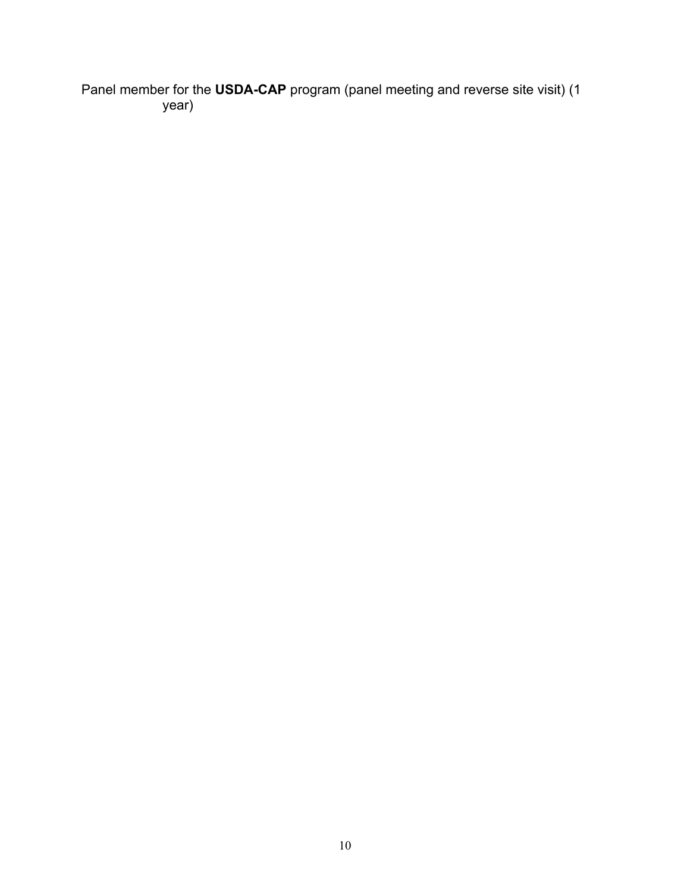Panel member for the **USDA-CAP** program (panel meeting and reverse site visit) (1 year)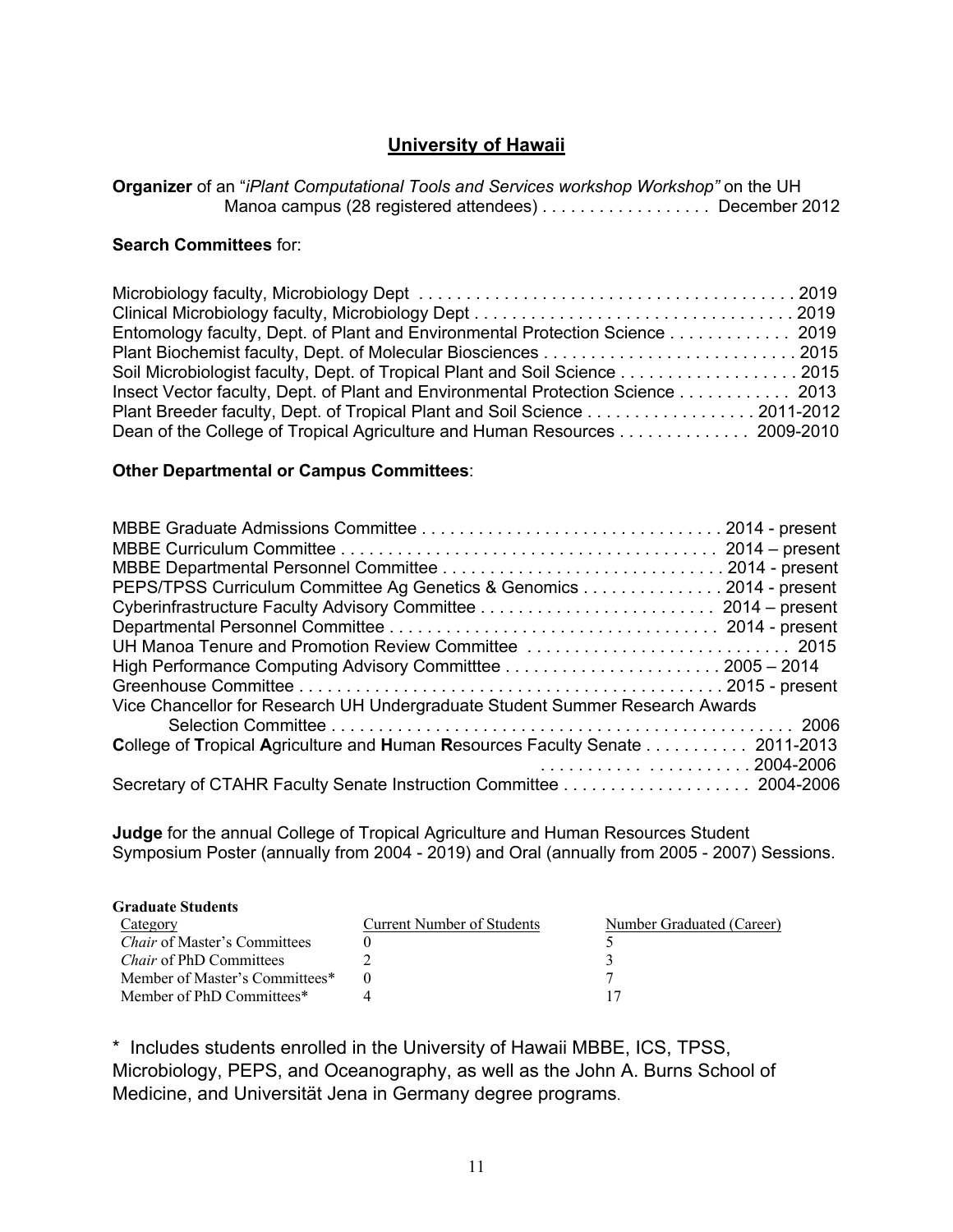## University of Hawaii

**Organizer** of an "*iPlant Computational Tools and Services workshop Workshop"* on the UH Manoa campus (28 registered attendees) . . . . . . . . . . . . . . . . . December 2012

**Search Committees** for:

Microbiology faculty, Microbiology Dept . . . . . . . . . . . . . . . . . . . . . . . . . . . . . . . . . . . . . . . . 2019
Clinical Microbiology faculty, Microbiology Dept . . . . . . . . . . . . . . . . . . . . . . . . . . . . . . . . . 2019
Entomology faculty, Dept. of Plant and Environmental Protection Science . . . . . . . . . . . . . 2019
Plant Biochemist faculty, Dept. of Molecular Biosciences . . . . . . . . . . . . . . . . . . . . . . . . . . . 2015
Soil Microbiologist faculty, Dept. of Tropical Plant and Soil Science . . . . . . . . . . . . . . . . . . . 2015
Insect Vector faculty, Dept. of Plant and Environmental Protection Science . . . . . . . . . . . . 2013
Plant Breeder faculty, Dept. of Tropical Plant and Soil Science . . . . . . . . . . . . . . . . . . 2011-2012
Dean of the College of Tropical Agriculture and Human Resources . . . . . . . . . . . . . . 2009-2010

**Other Departmental or Campus Committees**:

MBBE Graduate Admissions Committee . . . . . . . . . . . . . . . . . . . . . . . . . . . . . . . . 2014 - present
MBBE Curriculum Committee . . . . . . . . . . . . . . . . . . . . . . . . . . . . . . . . . . . . . . . 2014 – present
MBBE Departmental Personnel Committee . . . . . . . . . . . . . . . . . . . . . . . . . . . . . . 2014 - present
PEPS/TPSS Curriculum Committee Ag Genetics & Genomics . . . . . . . . . . . . . . . 2014 - present
Cyberinfrastructure Faculty Advisory Committee . . . . . . . . . . . . . . . . . . . . . . . . . 2014 – present
Departmental Personnel Committee . . . . . . . . . . . . . . . . . . . . . . . . . . . . . . . . . . 2014 - present
UH Manoa Tenure and Promotion Review Committee . . . . . . . . . . . . . . . . . . . . . . . . . . . 2015
High Performance Computing Advisory Committtee . . . . . . . . . . . . . . . . . . . . . . . 2005 – 2014
Greenhouse Committee . . . . . . . . . . . . . . . . . . . . . . . . . . . . . . . . . . . . . . . . . . . . . 2015 - present
Vice Chancellor for Research UH Undergraduate Student Summer Research Awards Selection Committee . . . . . . . . . . . . . . . . . . . . . . . . . . . . . . . . . . . . . . . . . . . . . . . . 2006
**C**ollege of **T**ropical **A**griculture and **H**uman **R**esources Faculty Senate . . . . . . . . . . . 2011-2013
. . . . . . . . . . . . . . . . . . . . . 2004-2006
Secretary of CTAHR Faculty Senate Instruction Committee . . . . . . . . . . . . . . . . . . . . 2004-2006

**Judge** for the annual College of Tropical Agriculture and Human Resources Student Symposium Poster (annually from 2004 - 2019) and Oral (annually from 2005 - 2007) Sessions.

**Graduate Students**

| Category | Current Number of Students | Number Graduated (Career) |
|---|---|---|
| *Chair* of Master's Committees | 0 | 5 |
| *Chair* of PhD Committees | 2 | 3 |
| Member of Master's Committees* | 0 | 7 |
| Member of PhD Committees* | 4 | 17 |

* Includes students enrolled in the University of Hawaii MBBE, ICS, TPSS, Microbiology, PEPS, and Oceanography, as well as the John A. Burns School of Medicine, and Universität Jena in Germany degree programs.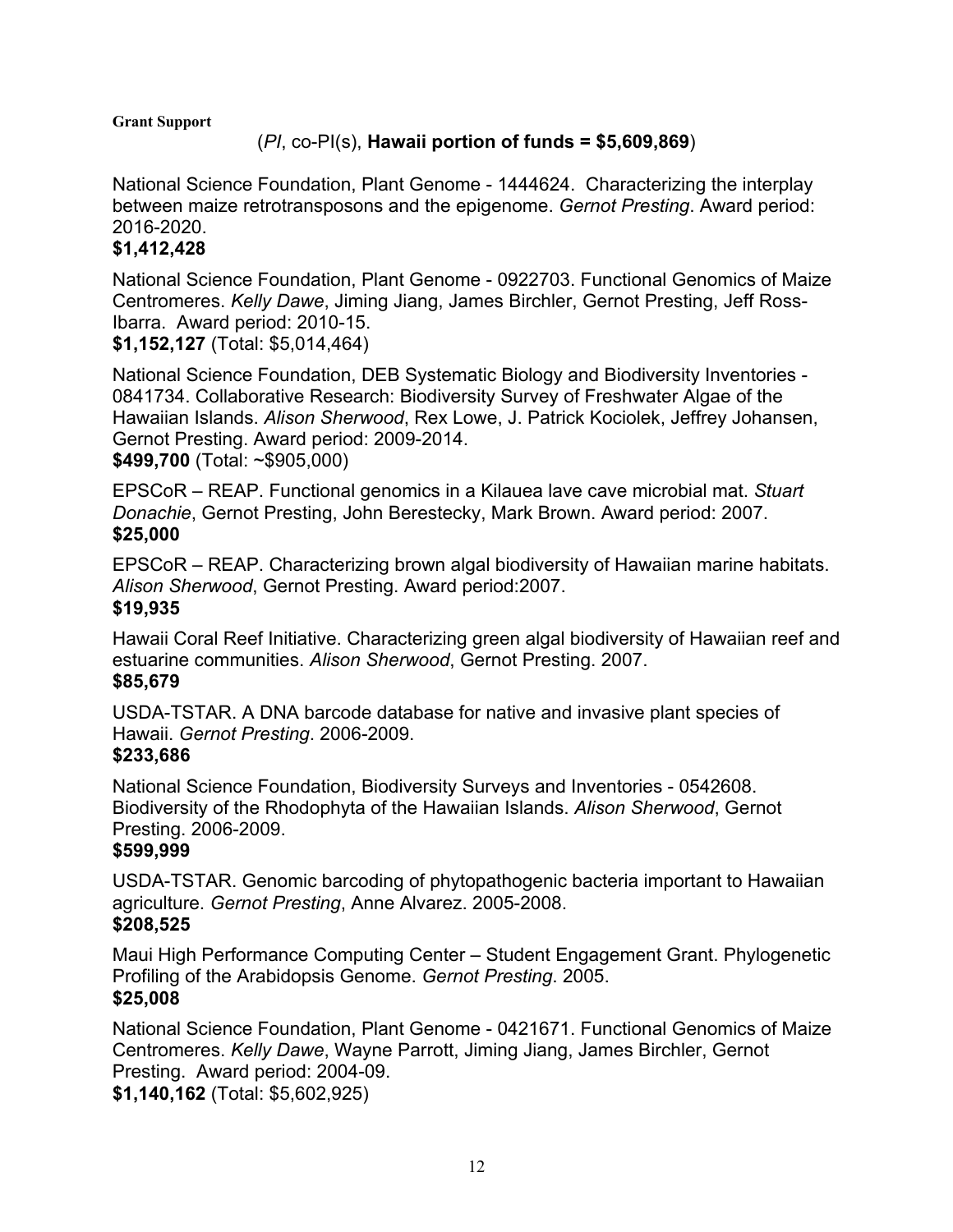**Grant Support**

(*PI*, co-PI(s), **Hawaii portion of funds = $5,609,869**)

National Science Foundation, Plant Genome - 1444624. Characterizing the interplay between maize retrotransposons and the epigenome. *Gernot Presting*. Award period: 2016-2020.
**$1,412,428**

National Science Foundation, Plant Genome - 0922703. Functional Genomics of Maize Centromeres. *Kelly Dawe*, Jiming Jiang, James Birchler, Gernot Presting, Jeff Ross-Ibarra. Award period: 2010-15.
**$1,152,127** (Total: $5,014,464)

National Science Foundation, DEB Systematic Biology and Biodiversity Inventories - 0841734. Collaborative Research: Biodiversity Survey of Freshwater Algae of the Hawaiian Islands. *Alison Sherwood*, Rex Lowe, J. Patrick Kociolek, Jeffrey Johansen, Gernot Presting. Award period: 2009-2014.
**$499,700** (Total: ~$905,000)

EPSCoR – REAP. Functional genomics in a Kilauea lave cave microbial mat. *Stuart Donachie*, Gernot Presting, John Berestecky, Mark Brown. Award period: 2007.
**$25,000**

EPSCoR – REAP. Characterizing brown algal biodiversity of Hawaiian marine habitats. *Alison Sherwood*, Gernot Presting. Award period:2007.
**$19,935**

Hawaii Coral Reef Initiative. Characterizing green algal biodiversity of Hawaiian reef and estuarine communities. *Alison Sherwood*, Gernot Presting. 2007.
**$85,679**

USDA-TSTAR. A DNA barcode database for native and invasive plant species of Hawaii. *Gernot Presting*. 2006-2009.
**$233,686**

National Science Foundation, Biodiversity Surveys and Inventories - 0542608. Biodiversity of the Rhodophyta of the Hawaiian Islands. *Alison Sherwood*, Gernot Presting. 2006-2009.
**$599,999**

USDA-TSTAR. Genomic barcoding of phytopathogenic bacteria important to Hawaiian agriculture. *Gernot Presting*, Anne Alvarez. 2005-2008.
**$208,525**

Maui High Performance Computing Center – Student Engagement Grant. Phylogenetic Profiling of the Arabidopsis Genome. *Gernot Presting*. 2005.
**$25,008**

National Science Foundation, Plant Genome - 0421671. Functional Genomics of Maize Centromeres. *Kelly Dawe*, Wayne Parrott, Jiming Jiang, James Birchler, Gernot Presting. Award period: 2004-09.
**$1,140,162** (Total: $5,602,925)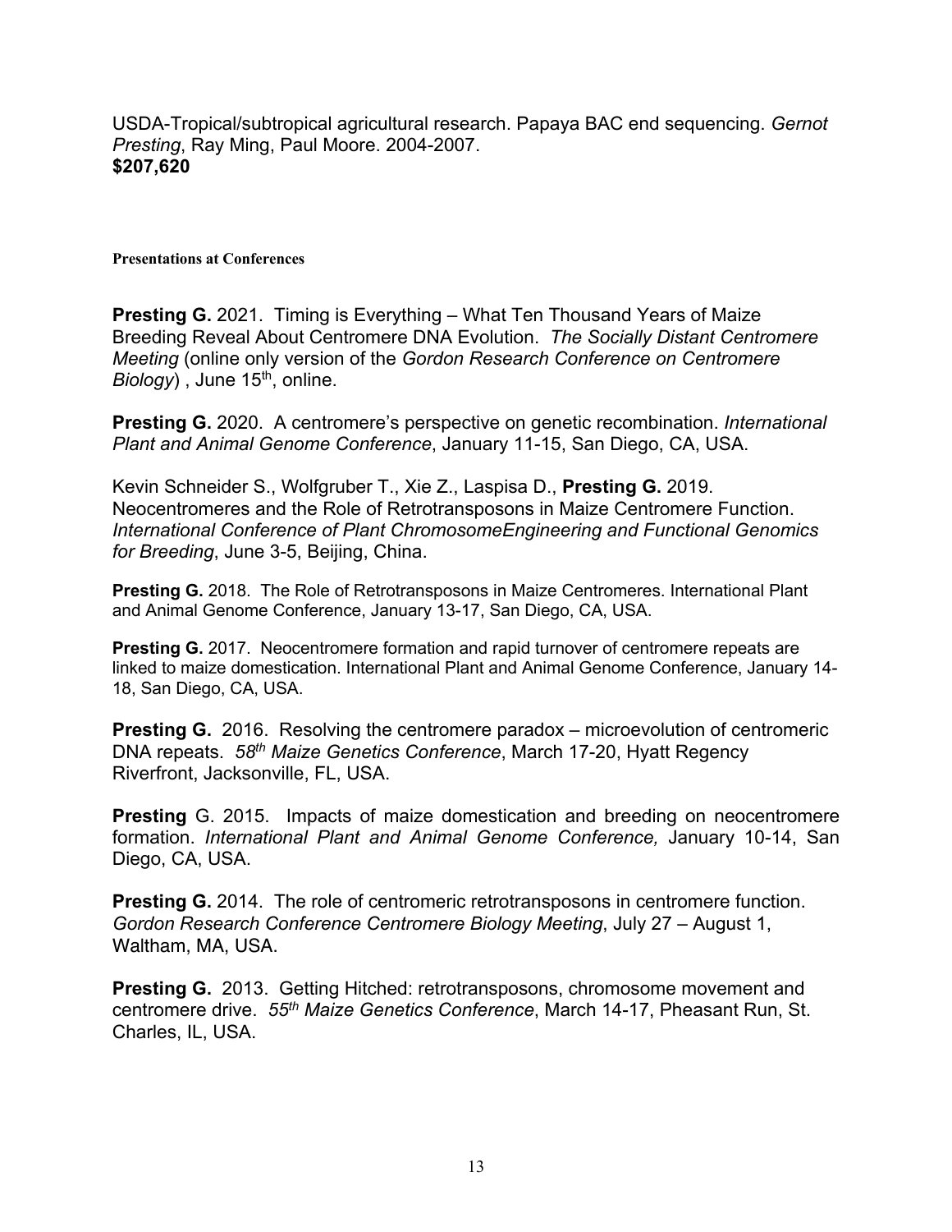USDA-Tropical/subtropical agricultural research. Papaya BAC end sequencing. *Gernot Presting*, Ray Ming, Paul Moore. 2004-2007.
**$207,620**

**Presentations at Conferences**

**Presting G.** 2021. Timing is Everything – What Ten Thousand Years of Maize Breeding Reveal About Centromere DNA Evolution. *The Socially Distant Centromere Meeting* (online only version of the *Gordon Research Conference on Centromere Biology*) , June 15th, online.

**Presting G.** 2020. A centromere's perspective on genetic recombination. *International Plant and Animal Genome Conference*, January 11-15, San Diego, CA, USA.

Kevin Schneider S., Wolfgruber T., Xie Z., Laspisa D., **Presting G.** 2019. Neocentromeres and the Role of Retrotransposons in Maize Centromere Function. *International Conference of Plant ChromosomeEngineering and Functional Genomics for Breeding*, June 3-5, Beijing, China.

**Presting G.** 2018. The Role of Retrotransposons in Maize Centromeres. International Plant and Animal Genome Conference, January 13-17, San Diego, CA, USA.

**Presting G.** 2017. Neocentromere formation and rapid turnover of centromere repeats are linked to maize domestication. International Plant and Animal Genome Conference, January 14-18, San Diego, CA, USA.

**Presting G.** 2016. Resolving the centromere paradox – microevolution of centromeric DNA repeats. *58th Maize Genetics Conference*, March 17-20, Hyatt Regency Riverfront, Jacksonville, FL, USA.

**Presting** G. 2015. Impacts of maize domestication and breeding on neocentromere formation. *International Plant and Animal Genome Conference,* January 10-14, San Diego, CA, USA.

**Presting G.** 2014. The role of centromeric retrotransposons in centromere function. *Gordon Research Conference Centromere Biology Meeting*, July 27 – August 1, Waltham, MA, USA.

**Presting G.** 2013. Getting Hitched: retrotransposons, chromosome movement and centromere drive. *55th Maize Genetics Conference*, March 14-17, Pheasant Run, St. Charles, IL, USA.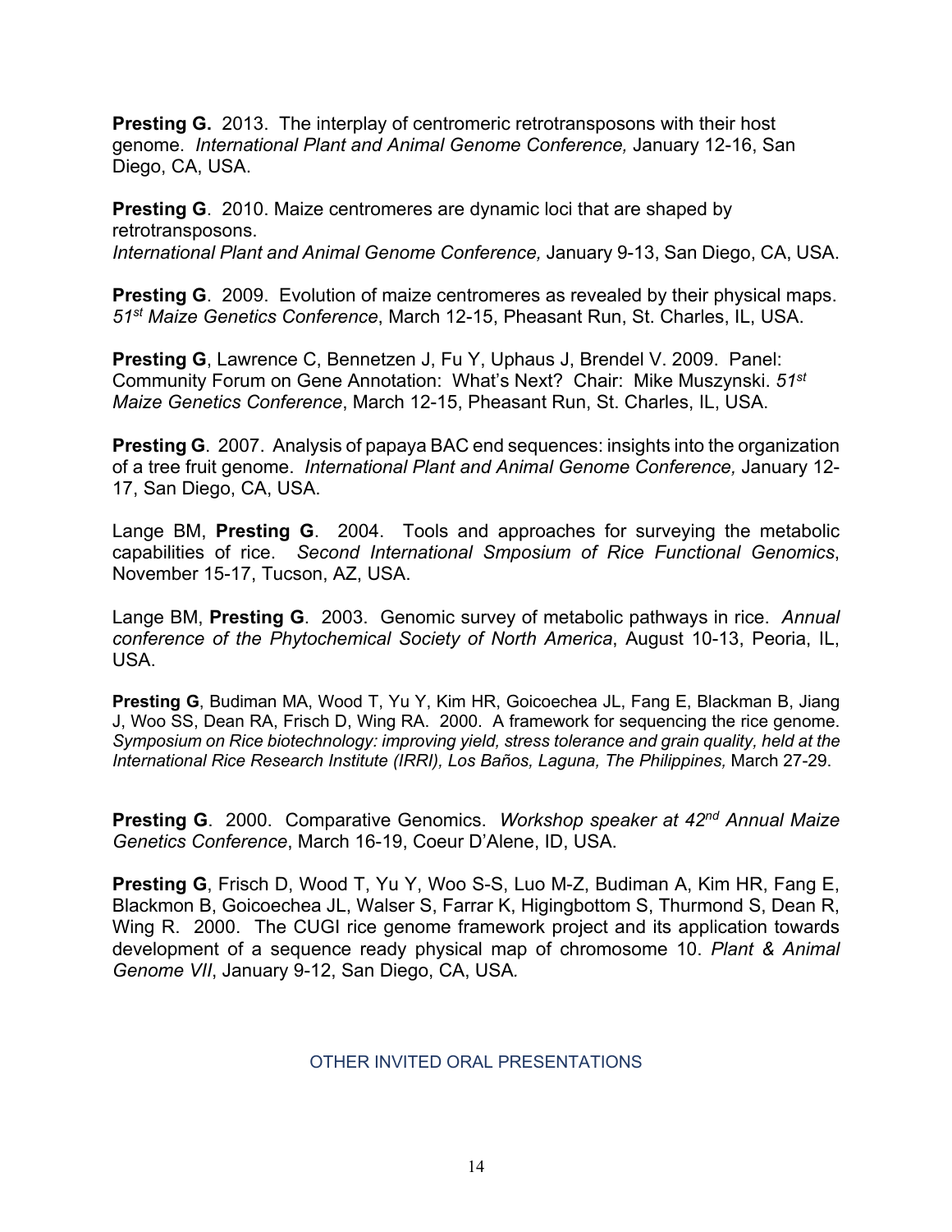**Presting G.** 2013. The interplay of centromeric retrotransposons with their host genome. *International Plant and Animal Genome Conference,* January 12-16, San Diego, CA, USA.

**Presting G**. 2010. Maize centromeres are dynamic loci that are shaped by retrotransposons.
*International Plant and Animal Genome Conference,* January 9-13, San Diego, CA, USA.

**Presting G**. 2009. Evolution of maize centromeres as revealed by their physical maps. *51st Maize Genetics Conference*, March 12-15, Pheasant Run, St. Charles, IL, USA.

**Presting G**, Lawrence C, Bennetzen J, Fu Y, Uphaus J, Brendel V. 2009. Panel: Community Forum on Gene Annotation: What's Next? Chair: Mike Muszynski. *51st Maize Genetics Conference*, March 12-15, Pheasant Run, St. Charles, IL, USA.

**Presting G**. 2007. Analysis of papaya BAC end sequences: insights into the organization of a tree fruit genome. *International Plant and Animal Genome Conference,* January 12-17, San Diego, CA, USA.

Lange BM, **Presting G**. 2004. Tools and approaches for surveying the metabolic capabilities of rice. *Second International Smposium of Rice Functional Genomics*, November 15-17, Tucson, AZ, USA.

Lange BM, **Presting G**. 2003. Genomic survey of metabolic pathways in rice. *Annual conference of the Phytochemical Society of North America*, August 10-13, Peoria, IL, USA.

**Presting G**, Budiman MA, Wood T, Yu Y, Kim HR, Goicoechea JL, Fang E, Blackman B, Jiang J, Woo SS, Dean RA, Frisch D, Wing RA. 2000. A framework for sequencing the rice genome. *Symposium on Rice biotechnology: improving yield, stress tolerance and grain quality, held at the International Rice Research Institute (IRRI), Los Baños, Laguna, The Philippines,* March 27-29.

**Presting G**. 2000. Comparative Genomics. *Workshop speaker at 42nd Annual Maize Genetics Conference*, March 16-19, Coeur D'Alene, ID, USA.

**Presting G**, Frisch D, Wood T, Yu Y, Woo S-S, Luo M-Z, Budiman A, Kim HR, Fang E, Blackmon B, Goicoechea JL, Walser S, Farrar K, Higingbottom S, Thurmond S, Dean R, Wing R. 2000. The CUGI rice genome framework project and its application towards development of a sequence ready physical map of chromosome 10. *Plant & Animal Genome VII*, January 9-12, San Diego, CA, USA.

## OTHER INVITED ORAL PRESENTATIONS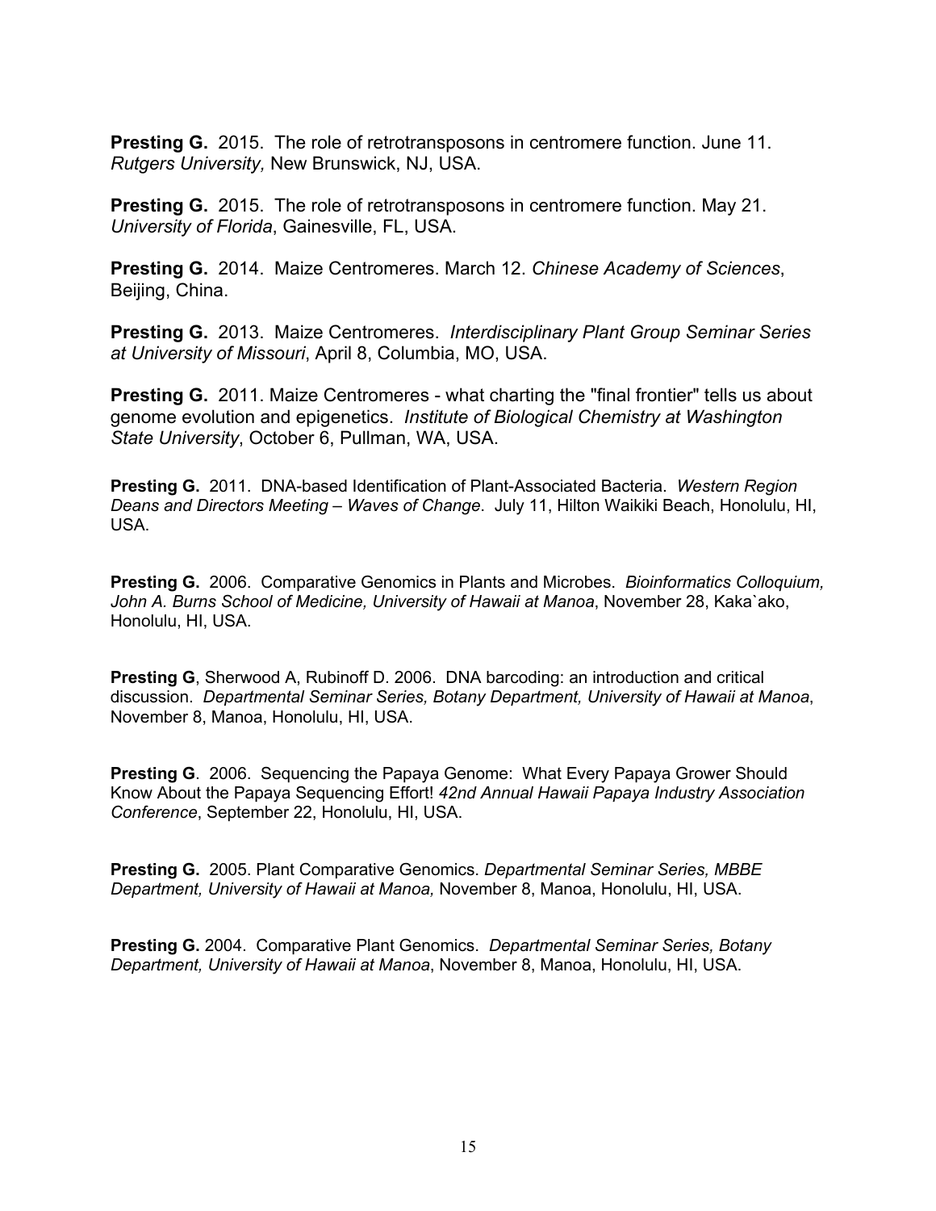**Presting G.** 2015. The role of retrotransposons in centromere function. June 11. *Rutgers University,* New Brunswick, NJ, USA.

**Presting G.** 2015. The role of retrotransposons in centromere function. May 21. *University of Florida*, Gainesville, FL, USA.

**Presting G.** 2014. Maize Centromeres. March 12. *Chinese Academy of Sciences*, Beijing, China.

**Presting G.** 2013. Maize Centromeres. *Interdisciplinary Plant Group Seminar Series at University of Missouri*, April 8, Columbia, MO, USA.

**Presting G.** 2011. Maize Centromeres - what charting the "final frontier" tells us about genome evolution and epigenetics. *Institute of Biological Chemistry at Washington State University*, October 6, Pullman, WA, USA.

**Presting G.** 2011. DNA-based Identification of Plant-Associated Bacteria. *Western Region Deans and Directors Meeting – Waves of Change*. July 11, Hilton Waikiki Beach, Honolulu, HI, USA.

**Presting G.** 2006. Comparative Genomics in Plants and Microbes. *Bioinformatics Colloquium, John A. Burns School of Medicine, University of Hawaii at Manoa*, November 28, Kaka`ako, Honolulu, HI, USA.

**Presting G**, Sherwood A, Rubinoff D. 2006. DNA barcoding: an introduction and critical discussion. *Departmental Seminar Series, Botany Department, University of Hawaii at Manoa*, November 8, Manoa, Honolulu, HI, USA.

**Presting G**. 2006. Sequencing the Papaya Genome: What Every Papaya Grower Should Know About the Papaya Sequencing Effort! *42nd Annual Hawaii Papaya Industry Association Conference*, September 22, Honolulu, HI, USA.

**Presting G.** 2005. Plant Comparative Genomics. *Departmental Seminar Series, MBBE Department, University of Hawaii at Manoa,* November 8, Manoa, Honolulu, HI, USA.

**Presting G.** 2004. Comparative Plant Genomics. *Departmental Seminar Series, Botany Department, University of Hawaii at Manoa*, November 8, Manoa, Honolulu, HI, USA.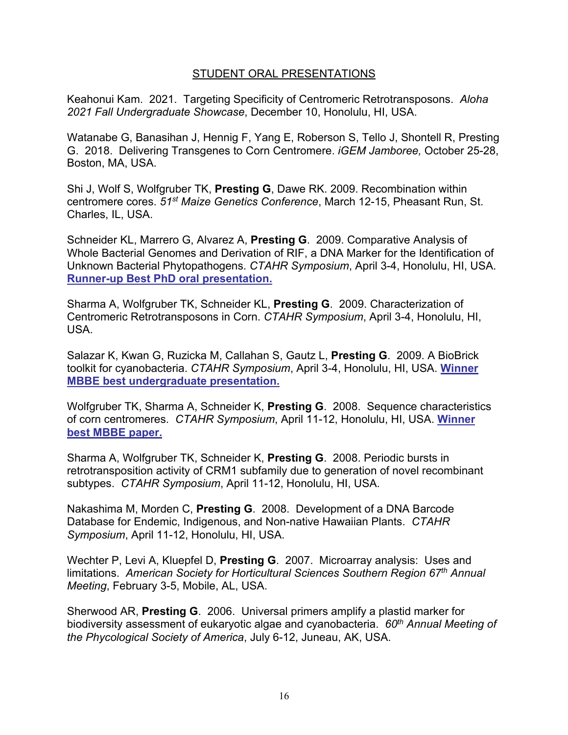## STUDENT ORAL PRESENTATIONS

Keahonui Kam. 2021. Targeting Specificity of Centromeric Retrotransposons. *Aloha 2021 Fall Undergraduate Showcase*, December 10, Honolulu, HI, USA.

Watanabe G, Banasihan J, Hennig F, Yang E, Roberson S, Tello J, Shontell R, Presting G. 2018. Delivering Transgenes to Corn Centromere. *iGEM Jamboree,* October 25-28, Boston, MA, USA.

Shi J, Wolf S, Wolfgruber TK, **Presting G**, Dawe RK. 2009. Recombination within centromere cores. *51st Maize Genetics Conference*, March 12-15, Pheasant Run, St. Charles, IL, USA.

Schneider KL, Marrero G, Alvarez A, **Presting G**. 2009. Comparative Analysis of Whole Bacterial Genomes and Derivation of RIF, a DNA Marker for the Identification of Unknown Bacterial Phytopathogens. *CTAHR Symposium*, April 3-4, Honolulu, HI, USA. **Runner-up Best PhD oral presentation.**

Sharma A, Wolfgruber TK, Schneider KL, **Presting G**. 2009. Characterization of Centromeric Retrotransposons in Corn. *CTAHR Symposium*, April 3-4, Honolulu, HI, USA.

Salazar K, Kwan G, Ruzicka M, Callahan S, Gautz L, **Presting G**. 2009. A BioBrick toolkit for cyanobacteria. *CTAHR Symposium*, April 3-4, Honolulu, HI, USA. **Winner MBBE best undergraduate presentation.**

Wolfgruber TK, Sharma A, Schneider K, **Presting G**. 2008. Sequence characteristics of corn centromeres. *CTAHR Symposium*, April 11-12, Honolulu, HI, USA. **Winner best MBBE paper.**

Sharma A, Wolfgruber TK, Schneider K, **Presting G**. 2008. Periodic bursts in retrotransposition activity of CRM1 subfamily due to generation of novel recombinant subtypes. *CTAHR Symposium*, April 11-12, Honolulu, HI, USA.

Nakashima M, Morden C, **Presting G**. 2008. Development of a DNA Barcode Database for Endemic, Indigenous, and Non-native Hawaiian Plants. *CTAHR Symposium*, April 11-12, Honolulu, HI, USA.

Wechter P, Levi A, Kluepfel D, **Presting G**. 2007. Microarray analysis: Uses and limitations. *American Society for Horticultural Sciences Southern Region 67th Annual Meeting*, February 3-5, Mobile, AL, USA.

Sherwood AR, **Presting G**. 2006. Universal primers amplify a plastid marker for biodiversity assessment of eukaryotic algae and cyanobacteria. *60th Annual Meeting of the Phycological Society of America*, July 6-12, Juneau, AK, USA.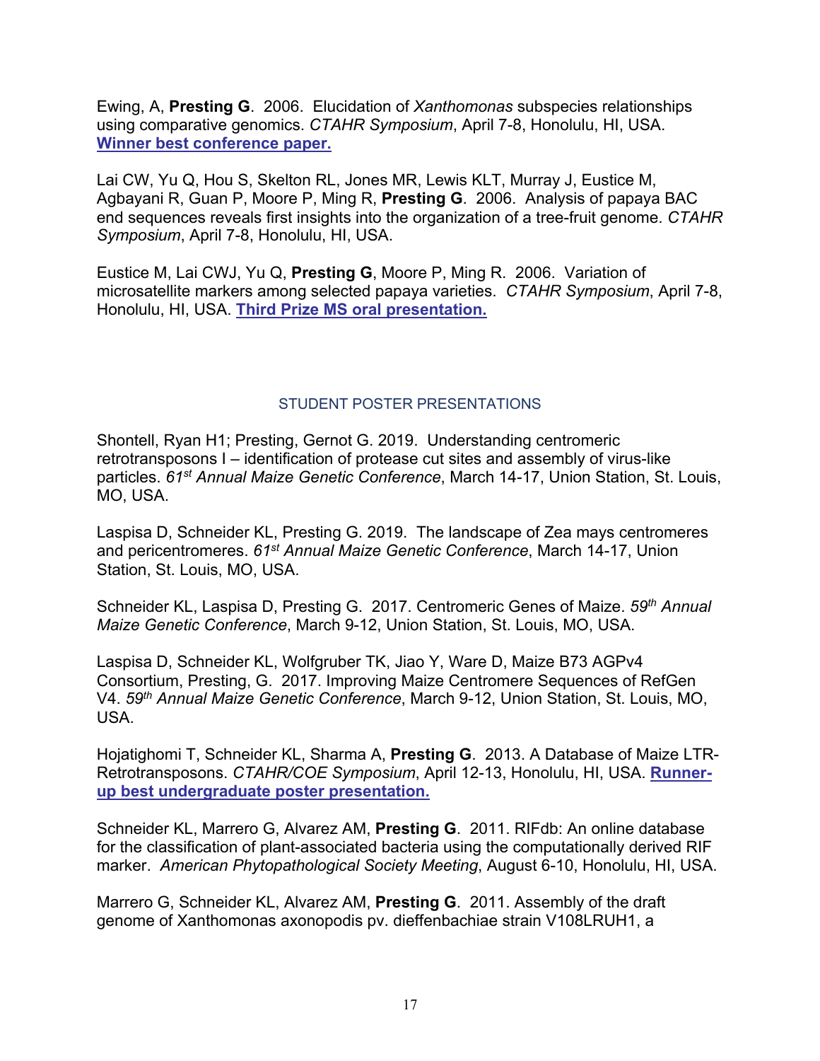Ewing, A, **Presting G**. 2006. Elucidation of *Xanthomonas* subspecies relationships using comparative genomics. *CTAHR Symposium*, April 7-8, Honolulu, HI, USA. **Winner best conference paper.**

Lai CW, Yu Q, Hou S, Skelton RL, Jones MR, Lewis KLT, Murray J, Eustice M, Agbayani R, Guan P, Moore P, Ming R, **Presting G**. 2006. Analysis of papaya BAC end sequences reveals first insights into the organization of a tree-fruit genome. *CTAHR Symposium*, April 7-8, Honolulu, HI, USA.

Eustice M, Lai CWJ, Yu Q, **Presting G**, Moore P, Ming R. 2006. Variation of microsatellite markers among selected papaya varieties. *CTAHR Symposium*, April 7-8, Honolulu, HI, USA. **Third Prize MS oral presentation.**

## STUDENT POSTER PRESENTATIONS

Shontell, Ryan H1; Presting, Gernot G. 2019. Understanding centromeric retrotransposons I – identification of protease cut sites and assembly of virus-like particles. *61st Annual Maize Genetic Conference*, March 14-17, Union Station, St. Louis, MO, USA.

Laspisa D, Schneider KL, Presting G. 2019. The landscape of Zea mays centromeres and pericentromeres. *61st Annual Maize Genetic Conference*, March 14-17, Union Station, St. Louis, MO, USA.

Schneider KL, Laspisa D, Presting G. 2017. Centromeric Genes of Maize. *59th Annual Maize Genetic Conference*, March 9-12, Union Station, St. Louis, MO, USA.

Laspisa D, Schneider KL, Wolfgruber TK, Jiao Y, Ware D, Maize B73 AGPv4 Consortium, Presting, G. 2017. Improving Maize Centromere Sequences of RefGen V4. *59th Annual Maize Genetic Conference*, March 9-12, Union Station, St. Louis, MO, USA.

Hojatighomi T, Schneider KL, Sharma A, **Presting G**. 2013. A Database of Maize LTR-Retrotransposons. *CTAHR/COE Symposium*, April 12-13, Honolulu, HI, USA. **Runner-up best undergraduate poster presentation.**

Schneider KL, Marrero G, Alvarez AM, **Presting G**. 2011. RIFdb: An online database for the classification of plant-associated bacteria using the computationally derived RIF marker. *American Phytopathological Society Meeting*, August 6-10, Honolulu, HI, USA.

Marrero G, Schneider KL, Alvarez AM, **Presting G**. 2011. Assembly of the draft genome of Xanthomonas axonopodis pv. dieffenbachiae strain V108LRUH1, a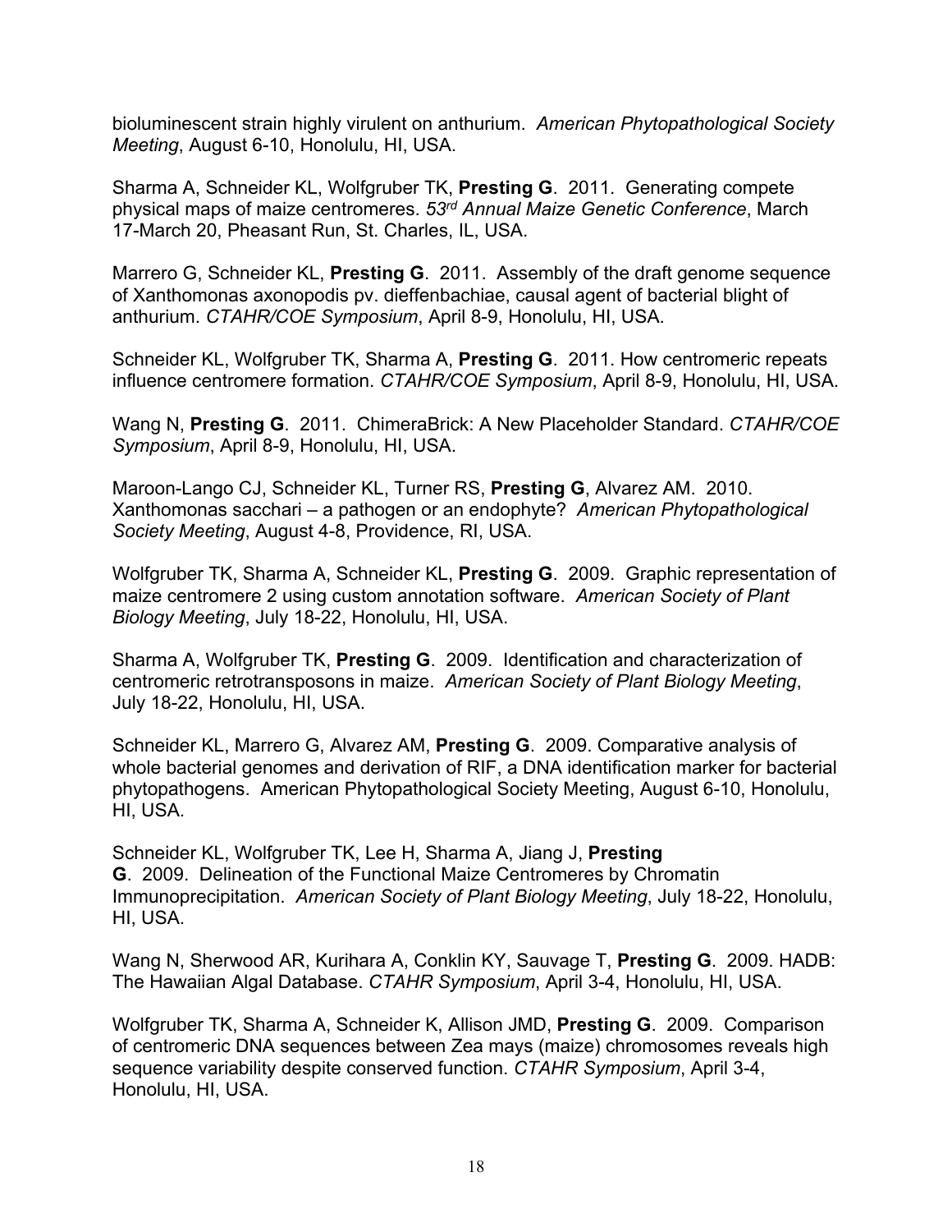bioluminescent strain highly virulent on anthurium. *American Phytopathological Society Meeting*, August 6-10, Honolulu, HI, USA.

Sharma A, Schneider KL, Wolfgruber TK, **Presting G**. 2011. Generating compete physical maps of maize centromeres. *53rd Annual Maize Genetic Conference*, March 17-March 20, Pheasant Run, St. Charles, IL, USA.

Marrero G, Schneider KL, **Presting G**. 2011. Assembly of the draft genome sequence of Xanthomonas axonopodis pv. dieffenbachiae, causal agent of bacterial blight of anthurium. *CTAHR/COE Symposium*, April 8-9, Honolulu, HI, USA.

Schneider KL, Wolfgruber TK, Sharma A, **Presting G**. 2011. How centromeric repeats influence centromere formation. *CTAHR/COE Symposium*, April 8-9, Honolulu, HI, USA.

Wang N, **Presting G**. 2011. ChimeraBrick: A New Placeholder Standard. *CTAHR/COE Symposium*, April 8-9, Honolulu, HI, USA.

Maroon-Lango CJ, Schneider KL, Turner RS, **Presting G**, Alvarez AM. 2010. Xanthomonas sacchari – a pathogen or an endophyte? *American Phytopathological Society Meeting*, August 4-8, Providence, RI, USA.

Wolfgruber TK, Sharma A, Schneider KL, **Presting G**. 2009. Graphic representation of maize centromere 2 using custom annotation software. *American Society of Plant Biology Meeting*, July 18-22, Honolulu, HI, USA.

Sharma A, Wolfgruber TK, **Presting G**. 2009. Identification and characterization of centromeric retrotransposons in maize. *American Society of Plant Biology Meeting*, July 18-22, Honolulu, HI, USA.

Schneider KL, Marrero G, Alvarez AM, **Presting G**. 2009. Comparative analysis of whole bacterial genomes and derivation of RIF, a DNA identification marker for bacterial phytopathogens. American Phytopathological Society Meeting, August 6-10, Honolulu, HI, USA.

Schneider KL, Wolfgruber TK, Lee H, Sharma A, Jiang J, **Presting G**. 2009. Delineation of the Functional Maize Centromeres by Chromatin Immunoprecipitation. *American Society of Plant Biology Meeting*, July 18-22, Honolulu, HI, USA.

Wang N, Sherwood AR, Kurihara A, Conklin KY, Sauvage T, **Presting G**. 2009. HADB: The Hawaiian Algal Database. *CTAHR Symposium*, April 3-4, Honolulu, HI, USA.

Wolfgruber TK, Sharma A, Schneider K, Allison JMD, **Presting G**. 2009. Comparison of centromeric DNA sequences between Zea mays (maize) chromosomes reveals high sequence variability despite conserved function. *CTAHR Symposium*, April 3-4, Honolulu, HI, USA.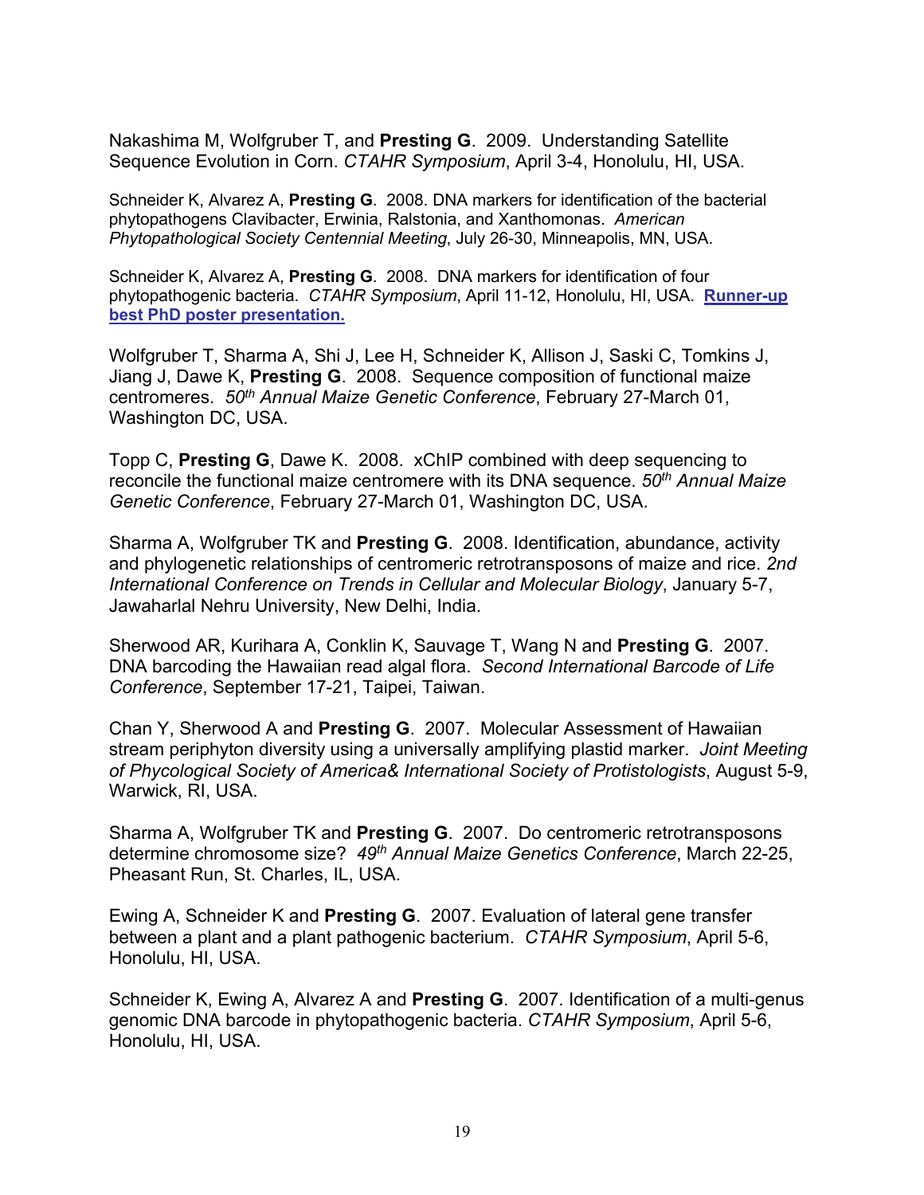Nakashima M, Wolfgruber T, and **Presting G**. 2009. Understanding Satellite Sequence Evolution in Corn. *CTAHR Symposium*, April 3-4, Honolulu, HI, USA.

Schneider K, Alvarez A, **Presting G**. 2008. DNA markers for identification of the bacterial phytopathogens Clavibacter, Erwinia, Ralstonia, and Xanthomonas. *American Phytopathological Society Centennial Meeting*, July 26-30, Minneapolis, MN, USA.

Schneider K, Alvarez A, **Presting G**. 2008. DNA markers for identification of four phytopathogenic bacteria. *CTAHR Symposium*, April 11-12, Honolulu, HI, USA. **Runner-up best PhD poster presentation.**

Wolfgruber T, Sharma A, Shi J, Lee H, Schneider K, Allison J, Saski C, Tomkins J, Jiang J, Dawe K, **Presting G**. 2008. Sequence composition of functional maize centromeres. *50th Annual Maize Genetic Conference*, February 27-March 01, Washington DC, USA.

Topp C, **Presting G**, Dawe K. 2008. xChIP combined with deep sequencing to reconcile the functional maize centromere with its DNA sequence. *50th Annual Maize Genetic Conference*, February 27-March 01, Washington DC, USA.

Sharma A, Wolfgruber TK and **Presting G**. 2008. Identification, abundance, activity and phylogenetic relationships of centromeric retrotransposons of maize and rice. *2nd International Conference on Trends in Cellular and Molecular Biology*, January 5-7, Jawaharlal Nehru University, New Delhi, India.

Sherwood AR, Kurihara A, Conklin K, Sauvage T, Wang N and **Presting G**. 2007. DNA barcoding the Hawaiian read algal flora. *Second International Barcode of Life Conference*, September 17-21, Taipei, Taiwan.

Chan Y, Sherwood A and **Presting G**. 2007. Molecular Assessment of Hawaiian stream periphyton diversity using a universally amplifying plastid marker. *Joint Meeting of Phycological Society of America& International Society of Protistologists*, August 5-9, Warwick, RI, USA.

Sharma A, Wolfgruber TK and **Presting G**. 2007. Do centromeric retrotransposons determine chromosome size? *49th Annual Maize Genetics Conference*, March 22-25, Pheasant Run, St. Charles, IL, USA.

Ewing A, Schneider K and **Presting G**. 2007. Evaluation of lateral gene transfer between a plant and a plant pathogenic bacterium. *CTAHR Symposium*, April 5-6, Honolulu, HI, USA.

Schneider K, Ewing A, Alvarez A and **Presting G**. 2007. Identification of a multi-genus genomic DNA barcode in phytopathogenic bacteria. *CTAHR Symposium*, April 5-6, Honolulu, HI, USA.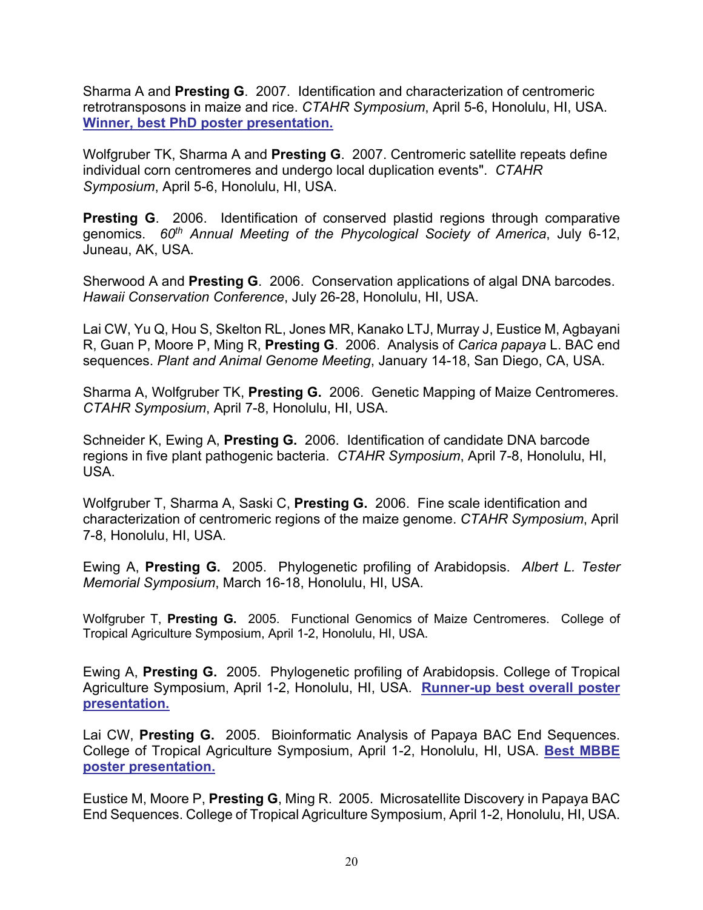Sharma A and **Presting G**. 2007. Identification and characterization of centromeric retrotransposons in maize and rice. *CTAHR Symposium*, April 5-6, Honolulu, HI, USA. **Winner, best PhD poster presentation.**

Wolfgruber TK, Sharma A and **Presting G**. 2007. Centromeric satellite repeats define individual corn centromeres and undergo local duplication events". *CTAHR Symposium*, April 5-6, Honolulu, HI, USA.

**Presting G**. 2006. Identification of conserved plastid regions through comparative genomics. *60th Annual Meeting of the Phycological Society of America*, July 6-12, Juneau, AK, USA.

Sherwood A and **Presting G**. 2006. Conservation applications of algal DNA barcodes. *Hawaii Conservation Conference*, July 26-28, Honolulu, HI, USA.

Lai CW, Yu Q, Hou S, Skelton RL, Jones MR, Kanako LTJ, Murray J, Eustice M, Agbayani R, Guan P, Moore P, Ming R, **Presting G**. 2006. Analysis of *Carica papaya* L. BAC end sequences. *Plant and Animal Genome Meeting*, January 14-18, San Diego, CA, USA.

Sharma A, Wolfgruber TK, **Presting G.** 2006. Genetic Mapping of Maize Centromeres. *CTAHR Symposium*, April 7-8, Honolulu, HI, USA.

Schneider K, Ewing A, **Presting G.** 2006. Identification of candidate DNA barcode regions in five plant pathogenic bacteria. *CTAHR Symposium*, April 7-8, Honolulu, HI, USA.

Wolfgruber T, Sharma A, Saski C, **Presting G.** 2006. Fine scale identification and characterization of centromeric regions of the maize genome. *CTAHR Symposium*, April 7-8, Honolulu, HI, USA.

Ewing A, **Presting G.** 2005. Phylogenetic profiling of Arabidopsis. *Albert L. Tester Memorial Symposium*, March 16-18, Honolulu, HI, USA.

Wolfgruber T, **Presting G.** 2005. Functional Genomics of Maize Centromeres. College of Tropical Agriculture Symposium, April 1-2, Honolulu, HI, USA.

Ewing A, **Presting G.** 2005. Phylogenetic profiling of Arabidopsis. College of Tropical Agriculture Symposium, April 1-2, Honolulu, HI, USA. **Runner-up best overall poster presentation.**

Lai CW, **Presting G.** 2005. Bioinformatic Analysis of Papaya BAC End Sequences. College of Tropical Agriculture Symposium, April 1-2, Honolulu, HI, USA. **Best MBBE poster presentation.**

Eustice M, Moore P, **Presting G**, Ming R. 2005. Microsatellite Discovery in Papaya BAC End Sequences. College of Tropical Agriculture Symposium, April 1-2, Honolulu, HI, USA.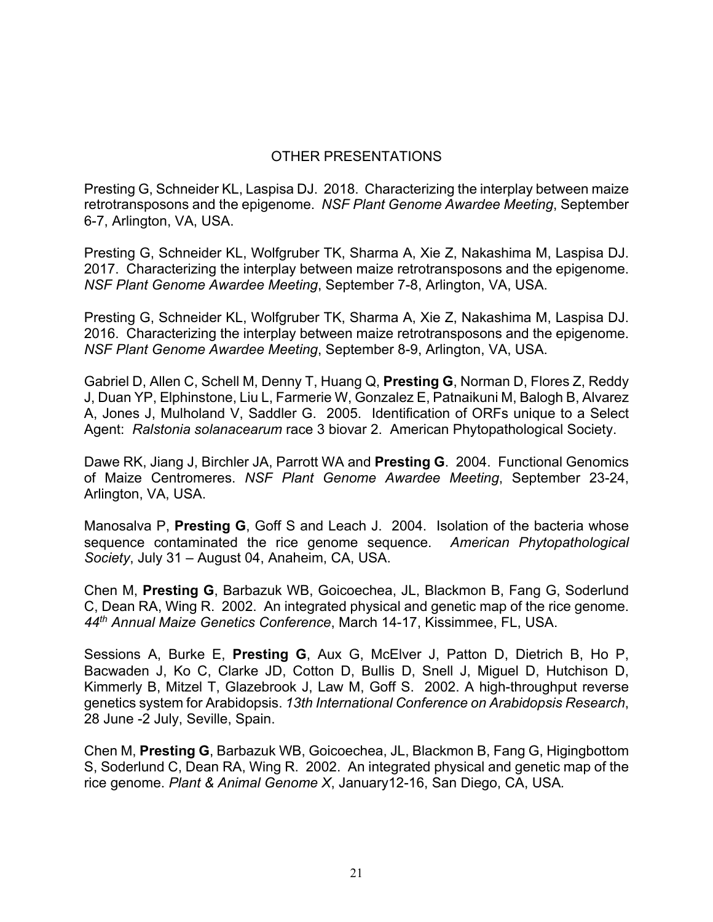## OTHER PRESENTATIONS

Presting G, Schneider KL, Laspisa DJ. 2018. Characterizing the interplay between maize retrotransposons and the epigenome. *NSF Plant Genome Awardee Meeting*, September 6-7, Arlington, VA, USA.

Presting G, Schneider KL, Wolfgruber TK, Sharma A, Xie Z, Nakashima M, Laspisa DJ. 2017. Characterizing the interplay between maize retrotransposons and the epigenome. *NSF Plant Genome Awardee Meeting*, September 7-8, Arlington, VA, USA.

Presting G, Schneider KL, Wolfgruber TK, Sharma A, Xie Z, Nakashima M, Laspisa DJ. 2016. Characterizing the interplay between maize retrotransposons and the epigenome. *NSF Plant Genome Awardee Meeting*, September 8-9, Arlington, VA, USA.

Gabriel D, Allen C, Schell M, Denny T, Huang Q, **Presting G**, Norman D, Flores Z, Reddy J, Duan YP, Elphinstone, Liu L, Farmerie W, Gonzalez E, Patnaikuni M, Balogh B, Alvarez A, Jones J, Mulholand V, Saddler G. 2005. Identification of ORFs unique to a Select Agent: *Ralstonia solanacearum* race 3 biovar 2. American Phytopathological Society.

Dawe RK, Jiang J, Birchler JA, Parrott WA and **Presting G**. 2004. Functional Genomics of Maize Centromeres. *NSF Plant Genome Awardee Meeting*, September 23-24, Arlington, VA, USA.

Manosalva P, **Presting G**, Goff S and Leach J. 2004. Isolation of the bacteria whose sequence contaminated the rice genome sequence. *American Phytopathological Society*, July 31 – August 04, Anaheim, CA, USA.

Chen M, **Presting G**, Barbazuk WB, Goicoechea, JL, Blackmon B, Fang G, Soderlund C, Dean RA, Wing R. 2002. An integrated physical and genetic map of the rice genome. *44th Annual Maize Genetics Conference*, March 14-17, Kissimmee, FL, USA.

Sessions A, Burke E, **Presting G**, Aux G, McElver J, Patton D, Dietrich B, Ho P, Bacwaden J, Ko C, Clarke JD, Cotton D, Bullis D, Snell J, Miguel D, Hutchison D, Kimmerly B, Mitzel T, Glazebrook J, Law M, Goff S. 2002. A high-throughput reverse genetics system for Arabidopsis. *13th International Conference on Arabidopsis Research*, 28 June -2 July, Seville, Spain.

Chen M, **Presting G**, Barbazuk WB, Goicoechea, JL, Blackmon B, Fang G, Higingbottom S, Soderlund C, Dean RA, Wing R. 2002. An integrated physical and genetic map of the rice genome. *Plant & Animal Genome X*, January12-16, San Diego, CA, USA.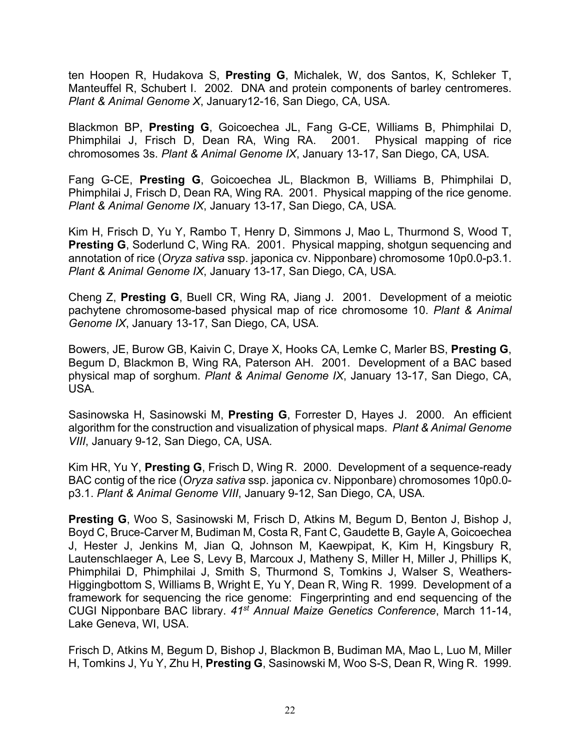ten Hoopen R, Hudakova S, **Presting G**, Michalek, W, dos Santos, K, Schleker T, Manteuffel R, Schubert I. 2002. DNA and protein components of barley centromeres. *Plant & Animal Genome X*, January12-16, San Diego, CA, USA.

Blackmon BP, **Presting G**, Goicoechea JL, Fang G-CE, Williams B, Phimphilai D, Phimphilai J, Frisch D, Dean RA, Wing RA. 2001. Physical mapping of rice chromosomes 3s. *Plant & Animal Genome IX*, January 13-17, San Diego, CA, USA.

Fang G-CE, **Presting G**, Goicoechea JL, Blackmon B, Williams B, Phimphilai D, Phimphilai J, Frisch D, Dean RA, Wing RA. 2001. Physical mapping of the rice genome. *Plant & Animal Genome IX*, January 13-17, San Diego, CA, USA.

Kim H, Frisch D, Yu Y, Rambo T, Henry D, Simmons J, Mao L, Thurmond S, Wood T, **Presting G**, Soderlund C, Wing RA. 2001. Physical mapping, shotgun sequencing and annotation of rice (*Oryza sativa* ssp. japonica cv. Nipponbare) chromosome 10p0.0-p3.1. *Plant & Animal Genome IX*, January 13-17, San Diego, CA, USA.

Cheng Z, **Presting G**, Buell CR, Wing RA, Jiang J. 2001. Development of a meiotic pachytene chromosome-based physical map of rice chromosome 10. *Plant & Animal Genome IX*, January 13-17, San Diego, CA, USA.

Bowers, JE, Burow GB, Kaivin C, Draye X, Hooks CA, Lemke C, Marler BS, **Presting G**, Begum D, Blackmon B, Wing RA, Paterson AH. 2001. Development of a BAC based physical map of sorghum. *Plant & Animal Genome IX*, January 13-17, San Diego, CA, USA.

Sasinowska H, Sasinowski M, **Presting G**, Forrester D, Hayes J. 2000. An efficient algorithm for the construction and visualization of physical maps. *Plant & Animal Genome VIII*, January 9-12, San Diego, CA, USA.

Kim HR, Yu Y, **Presting G**, Frisch D, Wing R. 2000. Development of a sequence-ready BAC contig of the rice (*Oryza sativa* ssp. japonica cv. Nipponbare) chromosomes 10p0.0-p3.1. *Plant & Animal Genome VIII*, January 9-12, San Diego, CA, USA.

**Presting G**, Woo S, Sasinowski M, Frisch D, Atkins M, Begum D, Benton J, Bishop J, Boyd C, Bruce-Carver M, Budiman M, Costa R, Fant C, Gaudette B, Gayle A, Goicoechea J, Hester J, Jenkins M, Jian Q, Johnson M, Kaewpipat, K, Kim H, Kingsbury R, Lautenschlaeger A, Lee S, Levy B, Marcoux J, Matheny S, Miller H, Miller J, Phillips K, Phimphilai D, Phimphilai J, Smith S, Thurmond S, Tomkins J, Walser S, Weathers-Higgingbottom S, Williams B, Wright E, Yu Y, Dean R, Wing R. 1999. Development of a framework for sequencing the rice genome: Fingerprinting and end sequencing of the CUGI Nipponbare BAC library. *41st Annual Maize Genetics Conference*, March 11-14, Lake Geneva, WI, USA.

Frisch D, Atkins M, Begum D, Bishop J, Blackmon B, Budiman MA, Mao L, Luo M, Miller H, Tomkins J, Yu Y, Zhu H, **Presting G**, Sasinowski M, Woo S-S, Dean R, Wing R. 1999.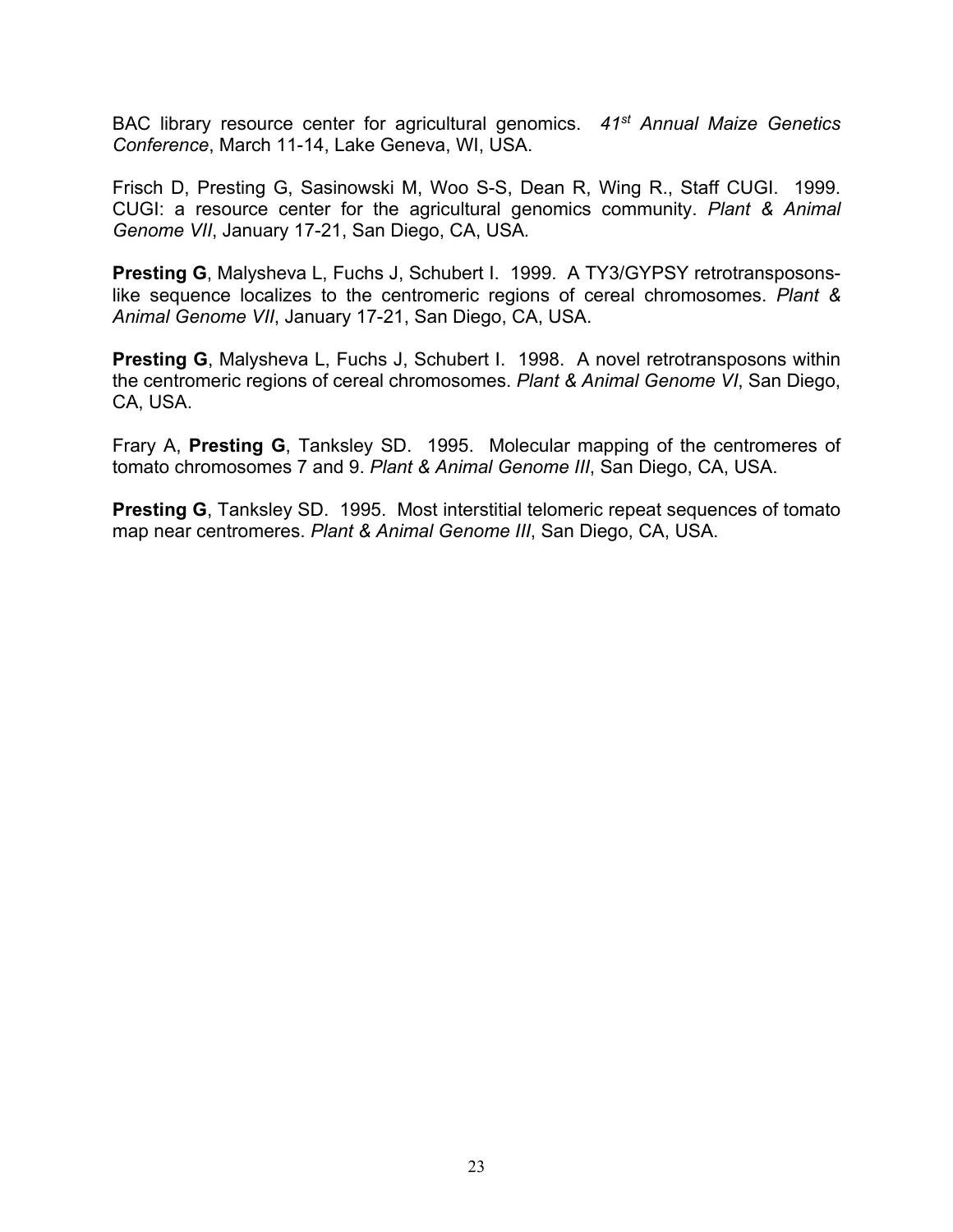BAC library resource center for agricultural genomics. *41st Annual Maize Genetics Conference*, March 11-14, Lake Geneva, WI, USA.

Frisch D, Presting G, Sasinowski M, Woo S-S, Dean R, Wing R., Staff CUGI. 1999. CUGI: a resource center for the agricultural genomics community. *Plant & Animal Genome VII*, January 17-21, San Diego, CA, USA.

**Presting G**, Malysheva L, Fuchs J, Schubert I. 1999. A TY3/GYPSY retrotransposons-like sequence localizes to the centromeric regions of cereal chromosomes. *Plant & Animal Genome VII*, January 17-21, San Diego, CA, USA.

**Presting G**, Malysheva L, Fuchs J, Schubert I. 1998. A novel retrotransposons within the centromeric regions of cereal chromosomes. *Plant & Animal Genome VI*, San Diego, CA, USA.

Frary A, **Presting G**, Tanksley SD. 1995. Molecular mapping of the centromeres of tomato chromosomes 7 and 9. *Plant & Animal Genome III*, San Diego, CA, USA.

**Presting G**, Tanksley SD. 1995. Most interstitial telomeric repeat sequences of tomato map near centromeres. *Plant & Animal Genome III*, San Diego, CA, USA.